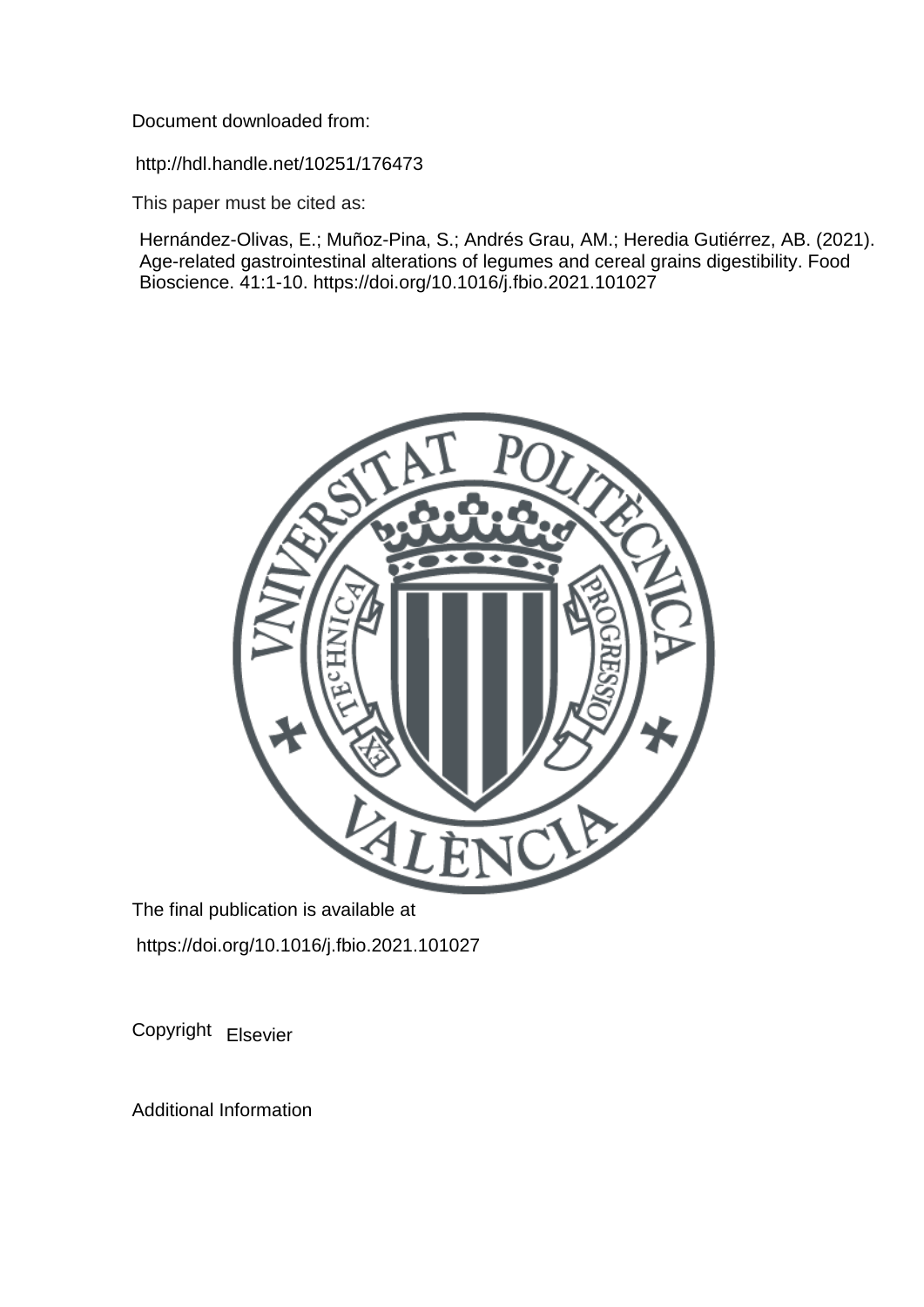Document downloaded from:

http://hdl.handle.net/10251/176473

This paper must be cited as:

Hernández-Olivas, E.; Muñoz-Pina, S.; Andrés Grau, AM.; Heredia Gutiérrez, AB. (2021). Age-related gastrointestinal alterations of legumes and cereal grains digestibility. Food Bioscience. 41:1-10. https://doi.org/10.1016/j.fbio.2021.101027

The final publication is available at

https://doi.org/10.1016/j.fbio.2021.101027

Copyright Elsevier

Additional Information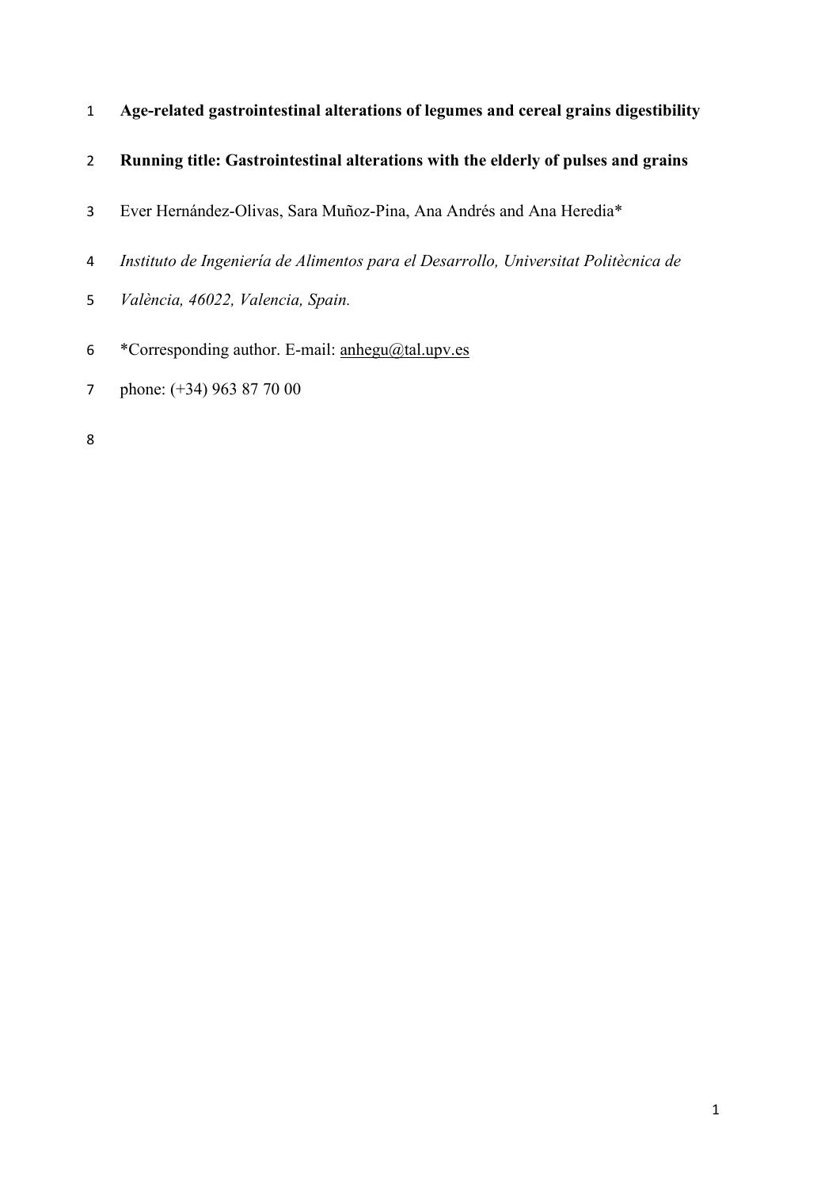**Age-related gastrointestinal alterations of legumes and cereal grains digestibility**

**Running title: Gastrointestinal alterations with the elderly of pulses and grains**

Ever Hernández-Olivas, Sara Muñoz-Pina, Ana Andrés and Ana Heredia*

*Instituto de Ingeniería de Alimentos para el Desarrollo, Universitat Politècnica de València, 46022, Valencia, Spain.*

*Corresponding author. E-mail: anhegu@tal.upv.es

phone: (+34) 963 87 70 00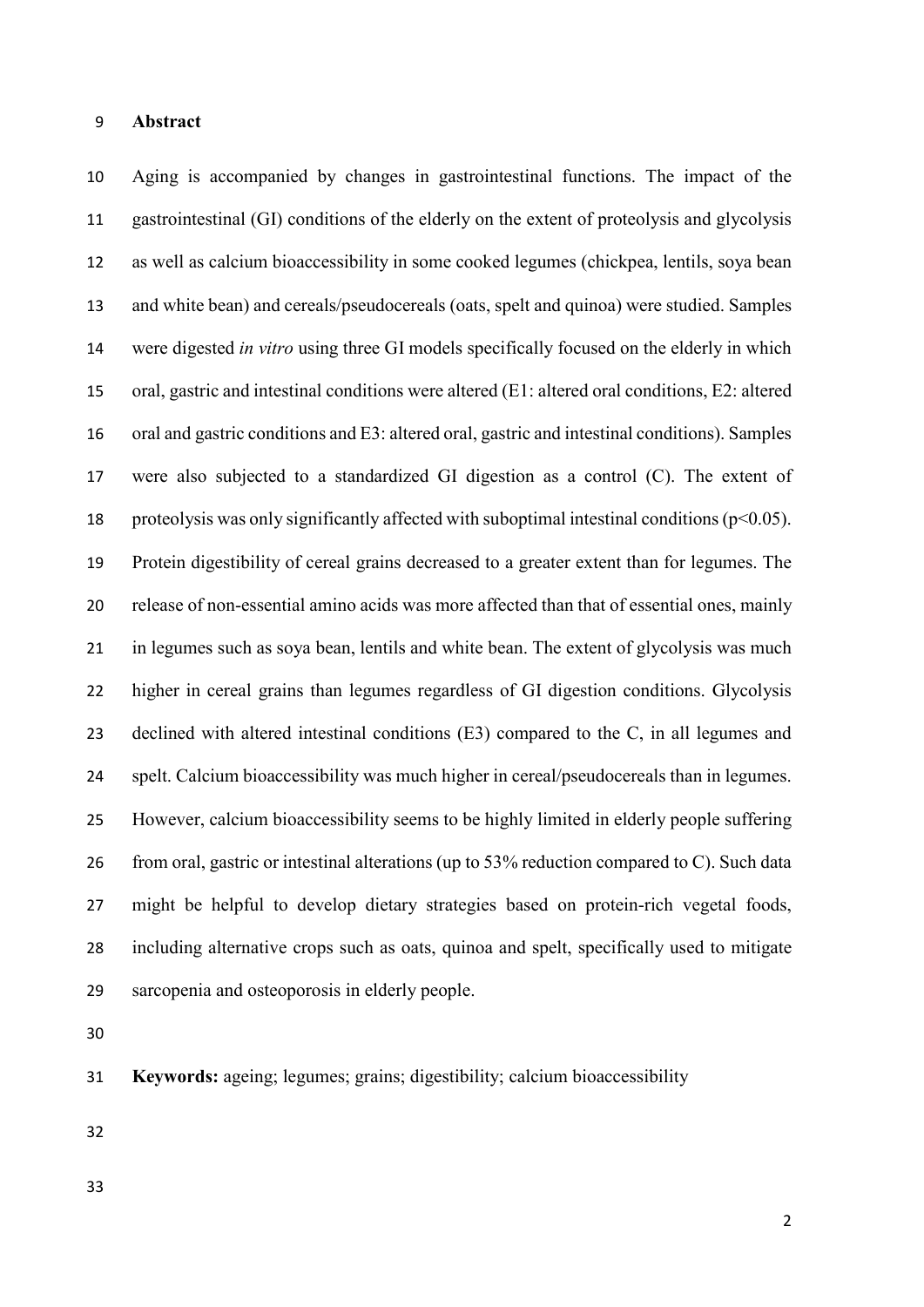## Abstract

Aging is accompanied by changes in gastrointestinal functions. The impact of the gastrointestinal (GI) conditions of the elderly on the extent of proteolysis and glycolysis as well as calcium bioaccessibility in some cooked legumes (chickpea, lentils, soya bean and white bean) and cereals/pseudocereals (oats, spelt and quinoa) were studied. Samples were digested *in vitro* using three GI models specifically focused on the elderly in which oral, gastric and intestinal conditions were altered (E1: altered oral conditions, E2: altered oral and gastric conditions and E3: altered oral, gastric and intestinal conditions). Samples were also subjected to a standardized GI digestion as a control (C). The extent of proteolysis was only significantly affected with suboptimal intestinal conditions ($p<0.05$). Protein digestibility of cereal grains decreased to a greater extent than for legumes. The release of non-essential amino acids was more affected than that of essential ones, mainly in legumes such as soya bean, lentils and white bean. The extent of glycolysis was much higher in cereal grains than legumes regardless of GI digestion conditions. Glycolysis declined with altered intestinal conditions (E3) compared to the C, in all legumes and spelt. Calcium bioaccessibility was much higher in cereal/pseudocereals than in legumes. However, calcium bioaccessibility seems to be highly limited in elderly people suffering from oral, gastric or intestinal alterations (up to 53% reduction compared to C). Such data might be helpful to develop dietary strategies based on protein-rich vegetal foods, including alternative crops such as oats, quinoa and spelt, specifically used to mitigate sarcopenia and osteoporosis in elderly people.

**Keywords:** ageing; legumes; grains; digestibility; calcium bioaccessibility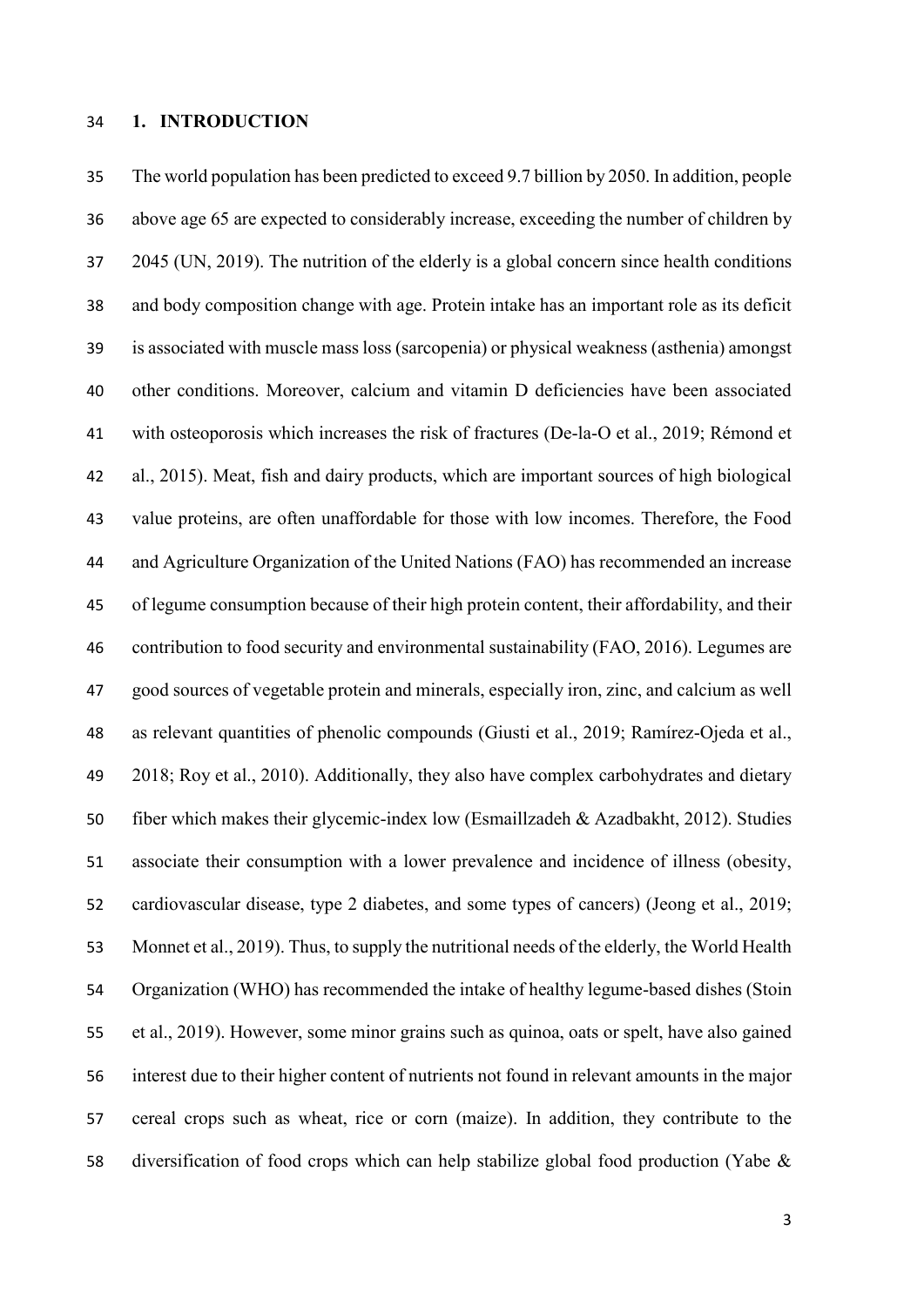# 1. INTRODUCTION

The world population has been predicted to exceed 9.7 billion by 2050. In addition, people above age 65 are expected to considerably increase, exceeding the number of children by 2045 (UN, 2019). The nutrition of the elderly is a global concern since health conditions and body composition change with age. Protein intake has an important role as its deficit is associated with muscle mass loss (sarcopenia) or physical weakness (asthenia) amongst other conditions. Moreover, calcium and vitamin D deficiencies have been associated with osteoporosis which increases the risk of fractures (De-la-O et al., 2019; Rémond et al., 2015). Meat, fish and dairy products, which are important sources of high biological value proteins, are often unaffordable for those with low incomes. Therefore, the Food and Agriculture Organization of the United Nations (FAO) has recommended an increase of legume consumption because of their high protein content, their affordability, and their contribution to food security and environmental sustainability (FAO, 2016). Legumes are good sources of vegetable protein and minerals, especially iron, zinc, and calcium as well as relevant quantities of phenolic compounds (Giusti et al., 2019; Ramírez-Ojeda et al., 2018; Roy et al., 2010). Additionally, they also have complex carbohydrates and dietary fiber which makes their glycemic-index low (Esmaillzadeh & Azadbakht, 2012). Studies associate their consumption with a lower prevalence and incidence of illness (obesity, cardiovascular disease, type 2 diabetes, and some types of cancers) (Jeong et al., 2019; Monnet et al., 2019). Thus, to supply the nutritional needs of the elderly, the World Health Organization (WHO) has recommended the intake of healthy legume-based dishes (Stoin et al., 2019). However, some minor grains such as quinoa, oats or spelt, have also gained interest due to their higher content of nutrients not found in relevant amounts in the major cereal crops such as wheat, rice or corn (maize). In addition, they contribute to the diversification of food crops which can help stabilize global food production (Yabe &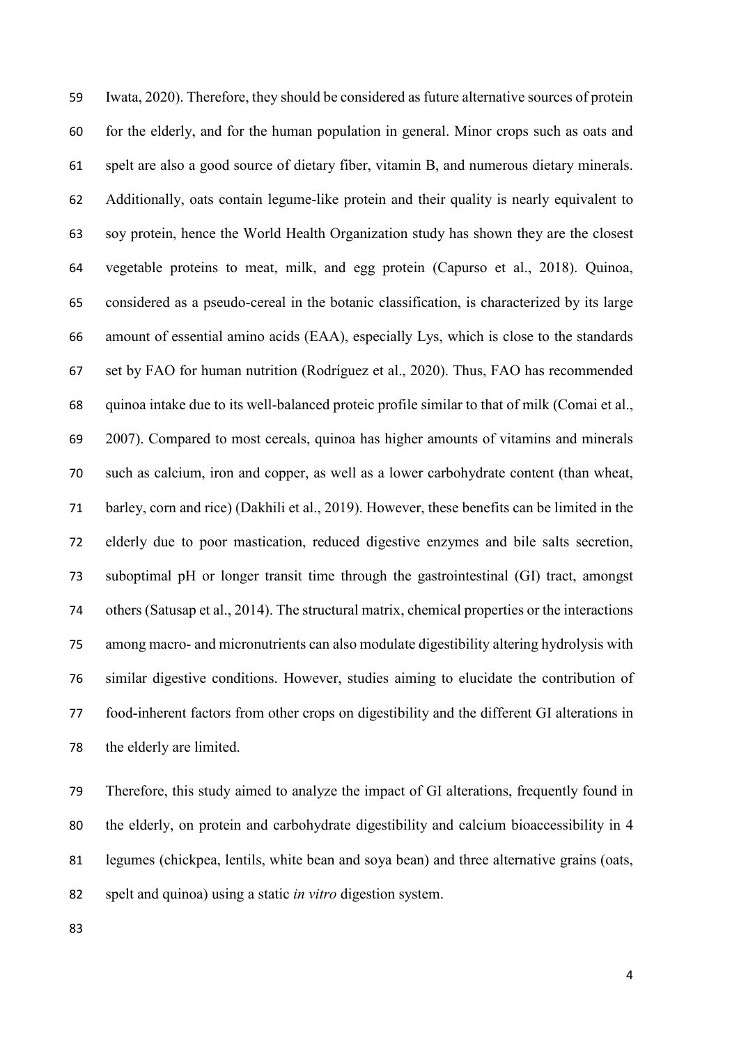Iwata, 2020). Therefore, they should be considered as future alternative sources of protein for the elderly, and for the human population in general. Minor crops such as oats and spelt are also a good source of dietary fiber, vitamin B, and numerous dietary minerals. Additionally, oats contain legume-like protein and their quality is nearly equivalent to soy protein, hence the World Health Organization study has shown they are the closest vegetable proteins to meat, milk, and egg protein (Capurso et al., 2018). Quinoa, considered as a pseudo-cereal in the botanic classification, is characterized by its large amount of essential amino acids (EAA), especially Lys, which is close to the standards set by FAO for human nutrition (Rodríguez et al., 2020). Thus, FAO has recommended quinoa intake due to its well-balanced proteic profile similar to that of milk (Comai et al., 2007). Compared to most cereals, quinoa has higher amounts of vitamins and minerals such as calcium, iron and copper, as well as a lower carbohydrate content (than wheat, barley, corn and rice) (Dakhili et al., 2019). However, these benefits can be limited in the elderly due to poor mastication, reduced digestive enzymes and bile salts secretion, suboptimal pH or longer transit time through the gastrointestinal (GI) tract, amongst others (Satusap et al., 2014). The structural matrix, chemical properties or the interactions among macro- and micronutrients can also modulate digestibility altering hydrolysis with similar digestive conditions. However, studies aiming to elucidate the contribution of food-inherent factors from other crops on digestibility and the different GI alterations in the elderly are limited.

Therefore, this study aimed to analyze the impact of GI alterations, frequently found in the elderly, on protein and carbohydrate digestibility and calcium bioaccessibility in 4 legumes (chickpea, lentils, white bean and soya bean) and three alternative grains (oats, spelt and quinoa) using a static *in vitro* digestion system.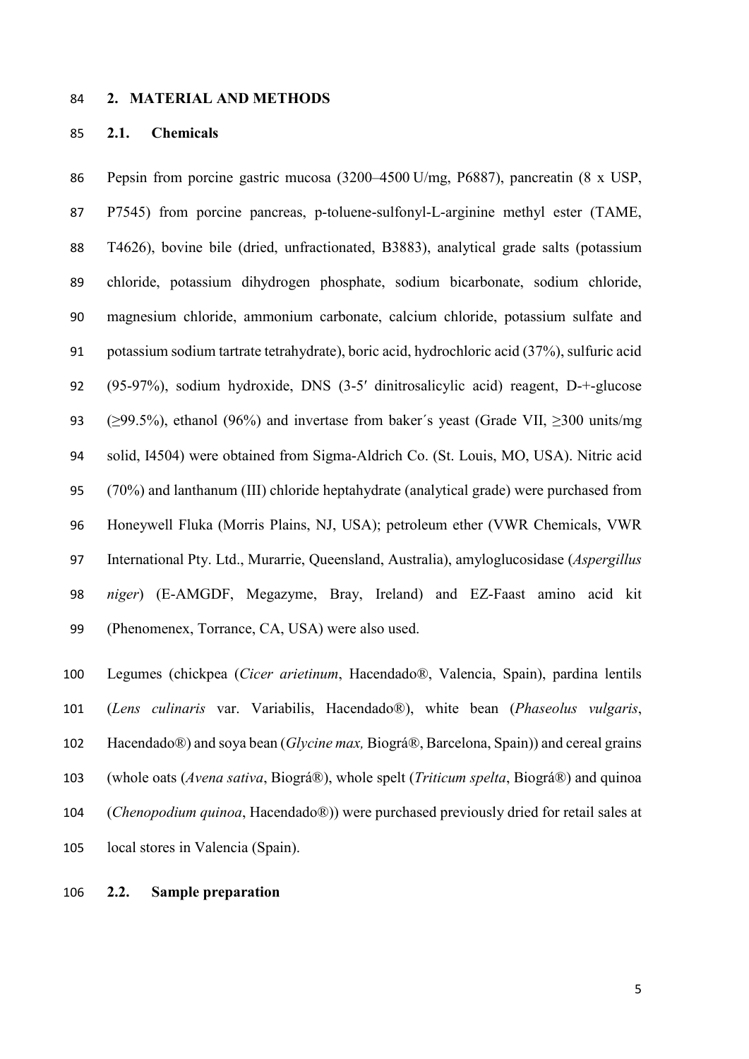## 2. MATERIAL AND METHODS

### 2.1. Chemicals

Pepsin from porcine gastric mucosa (3200–4500 U/mg, P6887), pancreatin (8 x USP, P7545) from porcine pancreas, p-toluene-sulfonyl-L-arginine methyl ester (TAME, T4626), bovine bile (dried, unfractionated, B3883), analytical grade salts (potassium chloride, potassium dihydrogen phosphate, sodium bicarbonate, sodium chloride, magnesium chloride, ammonium carbonate, calcium chloride, potassium sulfate and potassium sodium tartrate tetrahydrate), boric acid, hydrochloric acid (37%), sulfuric acid (95-97%), sodium hydroxide, DNS (3-5′ dinitrosalicylic acid) reagent, D-+-glucose (≥99.5%), ethanol (96%) and invertase from baker´s yeast (Grade VII, ≥300 units/mg solid, I4504) were obtained from Sigma-Aldrich Co. (St. Louis, MO, USA). Nitric acid (70%) and lanthanum (III) chloride heptahydrate (analytical grade) were purchased from Honeywell Fluka (Morris Plains, NJ, USA); petroleum ether (VWR Chemicals, VWR International Pty. Ltd., Murarrie, Queensland, Australia), amyloglucosidase (*Aspergillus niger*) (E-AMGDF, Megazyme, Bray, Ireland) and EZ-Faast amino acid kit (Phenomenex, Torrance, CA, USA) were also used.

Legumes (chickpea (*Cicer arietinum*, Hacendado®, Valencia, Spain), pardina lentils (*Lens culinaris* var. Variabilis, Hacendado®), white bean (*Phaseolus vulgaris*, Hacendado®) and soya bean (*Glycine max,* Biográ®, Barcelona, Spain)) and cereal grains (whole oats (*Avena sativa*, Biográ®), whole spelt (*Triticum spelta*, Biográ®) and quinoa (*Chenopodium quinoa*, Hacendado®)) were purchased previously dried for retail sales at local stores in Valencia (Spain).

### 2.2. Sample preparation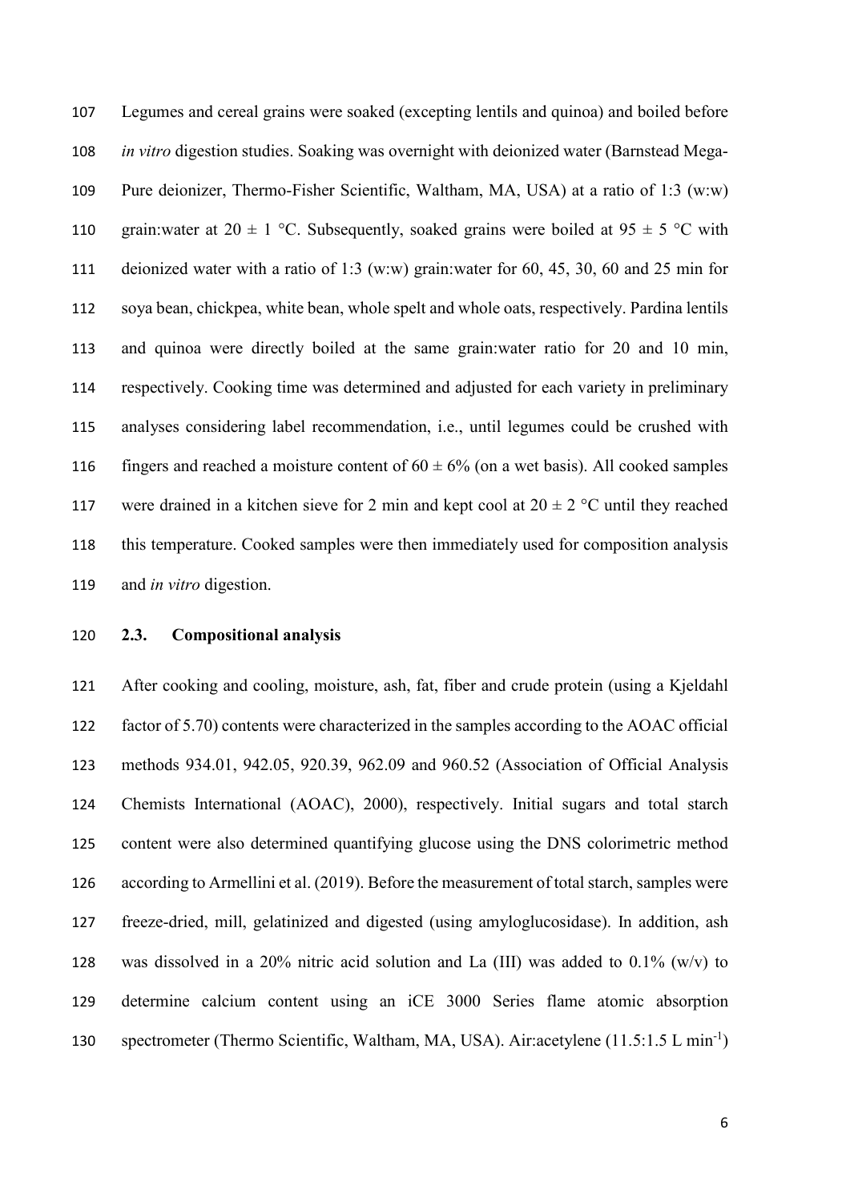Legumes and cereal grains were soaked (excepting lentils and quinoa) and boiled before *in vitro* digestion studies. Soaking was overnight with deionized water (Barnstead Mega-Pure deionizer, Thermo-Fisher Scientific, Waltham, MA, USA) at a ratio of 1:3 (w:w) grain:water at 20 ± 1 °C. Subsequently, soaked grains were boiled at 95 ± 5 °C with deionized water with a ratio of 1:3 (w:w) grain:water for 60, 45, 30, 60 and 25 min for soya bean, chickpea, white bean, whole spelt and whole oats, respectively. Pardina lentils and quinoa were directly boiled at the same grain:water ratio for 20 and 10 min, respectively. Cooking time was determined and adjusted for each variety in preliminary analyses considering label recommendation, i.e., until legumes could be crushed with fingers and reached a moisture content of 60 ± 6% (on a wet basis). All cooked samples were drained in a kitchen sieve for 2 min and kept cool at 20 ± 2 °C until they reached this temperature. Cooked samples were then immediately used for composition analysis and *in vitro* digestion.

## 2.3. Compositional analysis

After cooking and cooling, moisture, ash, fat, fiber and crude protein (using a Kjeldahl factor of 5.70) contents were characterized in the samples according to the AOAC official methods 934.01, 942.05, 920.39, 962.09 and 960.52 (Association of Official Analysis Chemists International (AOAC), 2000), respectively. Initial sugars and total starch content were also determined quantifying glucose using the DNS colorimetric method according to Armellini et al. (2019). Before the measurement of total starch, samples were freeze-dried, mill, gelatinized and digested (using amyloglucosidase). In addition, ash was dissolved in a 20% nitric acid solution and La (III) was added to 0.1% (w/v) to determine calcium content using an iCE 3000 Series flame atomic absorption spectrometer (Thermo Scientific, Waltham, MA, USA). Air:acetylene (11.5:1.5 L $min^{-1}$)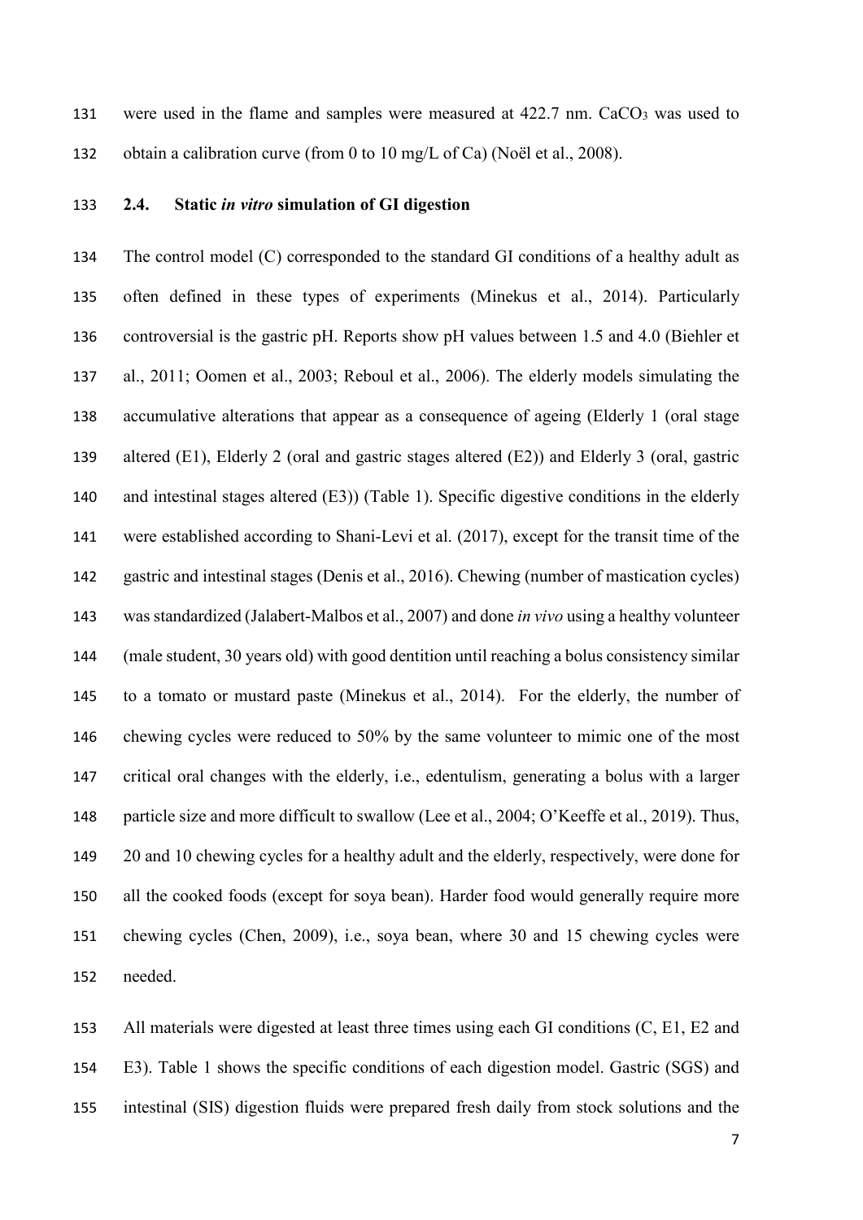were used in the flame and samples were measured at 422.7 nm. $CaCO_3$ was used to obtain a calibration curve (from 0 to 10 mg/L of Ca) (Noël et al., 2008).

### 2.4. Static *in vitro* simulation of GI digestion

The control model (C) corresponded to the standard GI conditions of a healthy adult as often defined in these types of experiments (Minekus et al., 2014). Particularly controversial is the gastric pH. Reports show pH values between 1.5 and 4.0 (Biehler et al., 2011; Oomen et al., 2003; Reboul et al., 2006). The elderly models simulating the accumulative alterations that appear as a consequence of ageing (Elderly 1 (oral stage altered (E1), Elderly 2 (oral and gastric stages altered (E2)) and Elderly 3 (oral, gastric and intestinal stages altered (E3)) (Table 1). Specific digestive conditions in the elderly were established according to Shani-Levi et al. (2017), except for the transit time of the gastric and intestinal stages (Denis et al., 2016). Chewing (number of mastication cycles) was standardized (Jalabert-Malbos et al., 2007) and done *in vivo* using a healthy volunteer (male student, 30 years old) with good dentition until reaching a bolus consistency similar to a tomato or mustard paste (Minekus et al., 2014). For the elderly, the number of chewing cycles were reduced to 50% by the same volunteer to mimic one of the most critical oral changes with the elderly, i.e., edentulism, generating a bolus with a larger particle size and more difficult to swallow (Lee et al., 2004; O'Keeffe et al., 2019). Thus, 20 and 10 chewing cycles for a healthy adult and the elderly, respectively, were done for all the cooked foods (except for soya bean). Harder food would generally require more chewing cycles (Chen, 2009), i.e., soya bean, where 30 and 15 chewing cycles were needed.

All materials were digested at least three times using each GI conditions (C, E1, E2 and E3). Table 1 shows the specific conditions of each digestion model. Gastric (SGS) and intestinal (SIS) digestion fluids were prepared fresh daily from stock solutions and the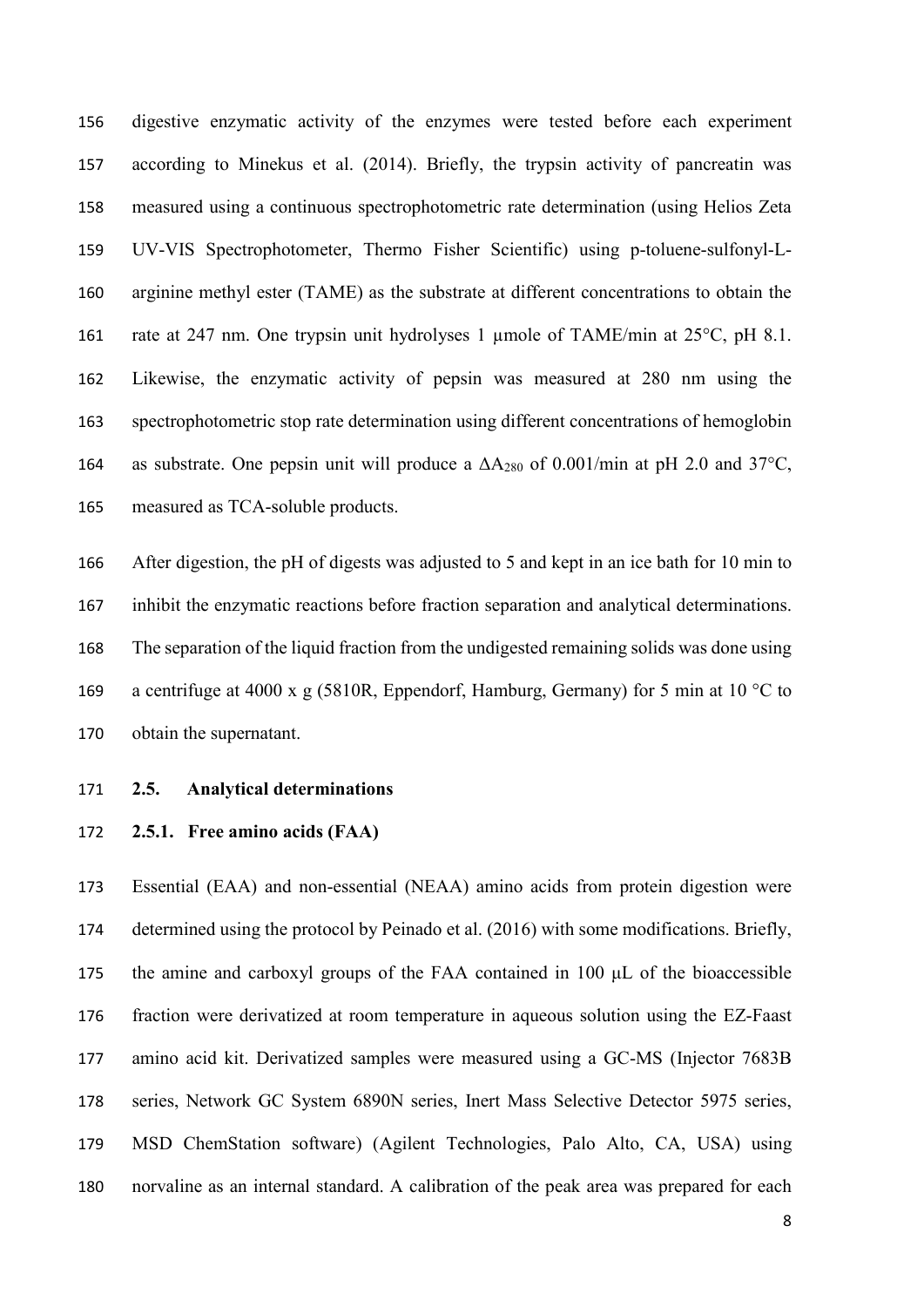digestive enzymatic activity of the enzymes were tested before each experiment according to Minekus et al. (2014). Briefly, the trypsin activity of pancreatin was measured using a continuous spectrophotometric rate determination (using Helios Zeta UV-VIS Spectrophotometer, Thermo Fisher Scientific) using p-toluene-sulfonyl-L-arginine methyl ester (TAME) as the substrate at different concentrations to obtain the rate at 247 nm. One trypsin unit hydrolyses 1 µmole of TAME/min at 25°C, pH 8.1. Likewise, the enzymatic activity of pepsin was measured at 280 nm using the spectrophotometric stop rate determination using different concentrations of hemoglobin as substrate. One pepsin unit will produce a $\Delta A_{280}$ of 0.001/min at pH 2.0 and 37°C, measured as TCA-soluble products.

After digestion, the pH of digests was adjusted to 5 and kept in an ice bath for 10 min to inhibit the enzymatic reactions before fraction separation and analytical determinations. The separation of the liquid fraction from the undigested remaining solids was done using a centrifuge at 4000 x g (5810R, Eppendorf, Hamburg, Germany) for 5 min at 10 °C to obtain the supernatant.

## 2.5. Analytical determinations

### 2.5.1. Free amino acids (FAA)

Essential (EAA) and non-essential (NEAA) amino acids from protein digestion were determined using the protocol by Peinado et al. (2016) with some modifications. Briefly, the amine and carboxyl groups of the FAA contained in 100 µL of the bioaccessible fraction were derivatized at room temperature in aqueous solution using the EZ-Faast amino acid kit. Derivatized samples were measured using a GC-MS (Injector 7683B series, Network GC System 6890N series, Inert Mass Selective Detector 5975 series, MSD ChemStation software) (Agilent Technologies, Palo Alto, CA, USA) using norvaline as an internal standard. A calibration of the peak area was prepared for each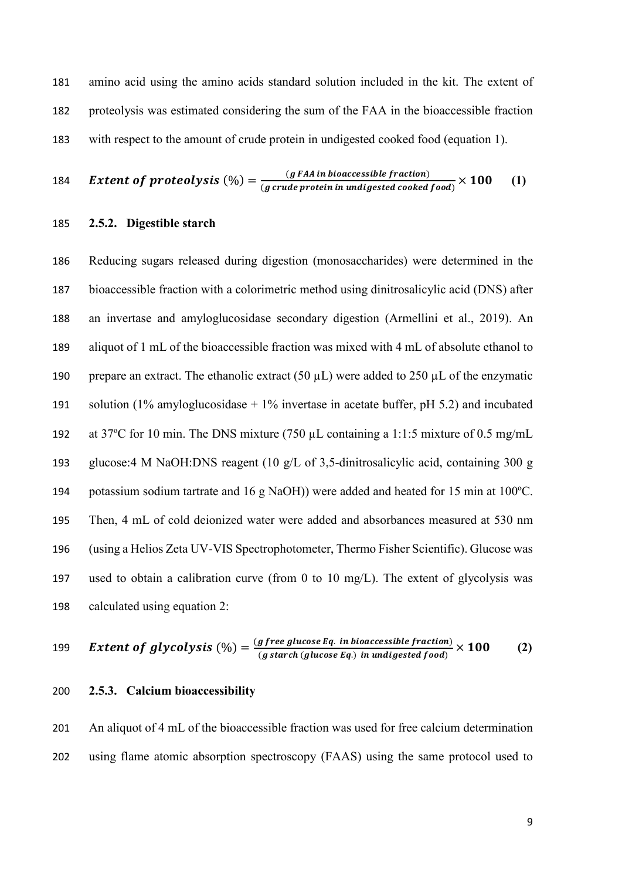amino acid using the amino acids standard solution included in the kit. The extent of proteolysis was estimated considering the sum of the FAA in the bioaccessible fraction with respect to the amount of crude protein in undigested cooked food (equation 1).

$$\textbf{\textit{Extent of proteolysis}}\ (\%) = \frac{(g\ FAA\ in\ bioaccessible\ fraction)}{(g\ crude\ protein\ in\ undigested\ cooked\ food)} \times \mathbf{100} \qquad \textbf{(1)}$$

### 2.5.2. Digestible starch

Reducing sugars released during digestion (monosaccharides) were determined in the bioaccessible fraction with a colorimetric method using dinitrosalicylic acid (DNS) after an invertase and amyloglucosidase secondary digestion (Armellini et al., 2019). An aliquot of 1 mL of the bioaccessible fraction was mixed with 4 mL of absolute ethanol to prepare an extract. The ethanolic extract (50 µL) were added to 250 µL of the enzymatic solution (1% amyloglucosidase + 1% invertase in acetate buffer, pH 5.2) and incubated at 37ºC for 10 min. The DNS mixture (750 µL containing a 1:1:5 mixture of 0.5 mg/mL glucose:4 M NaOH:DNS reagent (10 g/L of 3,5-dinitrosalicylic acid, containing 300 g potassium sodium tartrate and 16 g NaOH)) were added and heated for 15 min at 100ºC. Then, 4 mL of cold deionized water were added and absorbances measured at 530 nm (using a Helios Zeta UV-VIS Spectrophotometer, Thermo Fisher Scientific). Glucose was used to obtain a calibration curve (from 0 to 10 mg/L). The extent of glycolysis was calculated using equation 2:

$$\textbf{\textit{Extent of glycolysis}}\ (\%) = \frac{(g\ free\ glucose\ Eq.\ in\ bioaccessible\ fraction)}{(g\ starch\ (glucose\ Eq.)\ in\ undigested\ food)} \times \mathbf{100} \qquad \textbf{(2)}$$

### 2.5.3. Calcium bioaccessibility

An aliquot of 4 mL of the bioaccessible fraction was used for free calcium determination using flame atomic absorption spectroscopy (FAAS) using the same protocol used to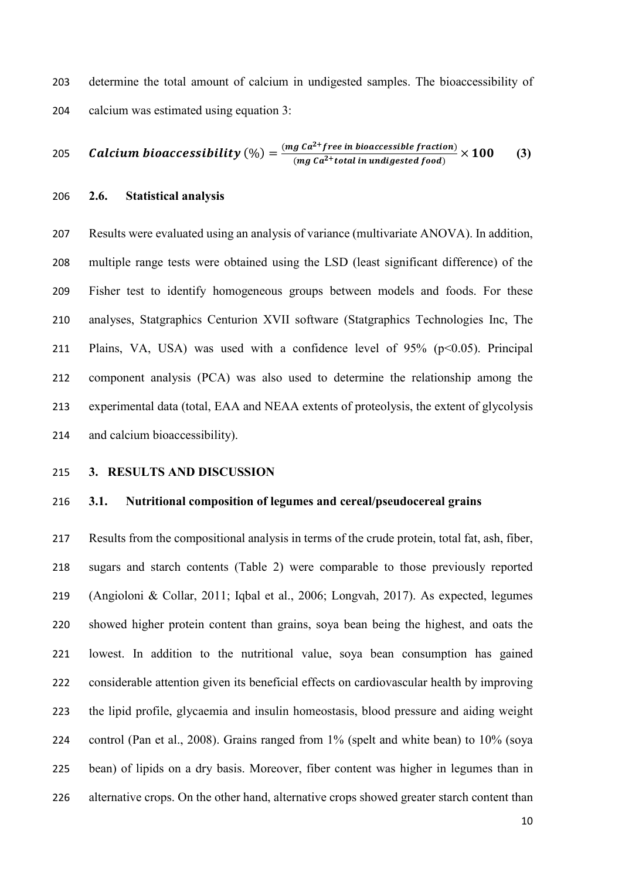determine the total amount of calcium in undigested samples. The bioaccessibility of calcium was estimated using equation 3:

$$\textbf{\textit{Calcium bioaccessibility}}\ (\%) = \frac{(mg\ Ca^{2+} free\ in\ bioaccessible\ fraction)}{(mg\ Ca^{2+} total\ in\ undigested\ food)} \times \mathbf{100} \qquad \textbf{(3)}$$

### 2.6. Statistical analysis

Results were evaluated using an analysis of variance (multivariate ANOVA). In addition, multiple range tests were obtained using the LSD (least significant difference) of the Fisher test to identify homogeneous groups between models and foods. For these analyses, Statgraphics Centurion XVII software (Statgraphics Technologies Inc, The Plains, VA, USA) was used with a confidence level of 95% ($p<0.05$). Principal component analysis (PCA) was also used to determine the relationship among the experimental data (total, EAA and NEAA extents of proteolysis, the extent of glycolysis and calcium bioaccessibility).

## 3. RESULTS AND DISCUSSION

### 3.1. Nutritional composition of legumes and cereal/pseudocereal grains

Results from the compositional analysis in terms of the crude protein, total fat, ash, fiber, sugars and starch contents (Table 2) were comparable to those previously reported (Angioloni & Collar, 2011; Iqbal et al., 2006; Longvah, 2017). As expected, legumes showed higher protein content than grains, soya bean being the highest, and oats the lowest. In addition to the nutritional value, soya bean consumption has gained considerable attention given its beneficial effects on cardiovascular health by improving the lipid profile, glycaemia and insulin homeostasis, blood pressure and aiding weight control (Pan et al., 2008). Grains ranged from 1% (spelt and white bean) to 10% (soya bean) of lipids on a dry basis. Moreover, fiber content was higher in legumes than in alternative crops. On the other hand, alternative crops showed greater starch content than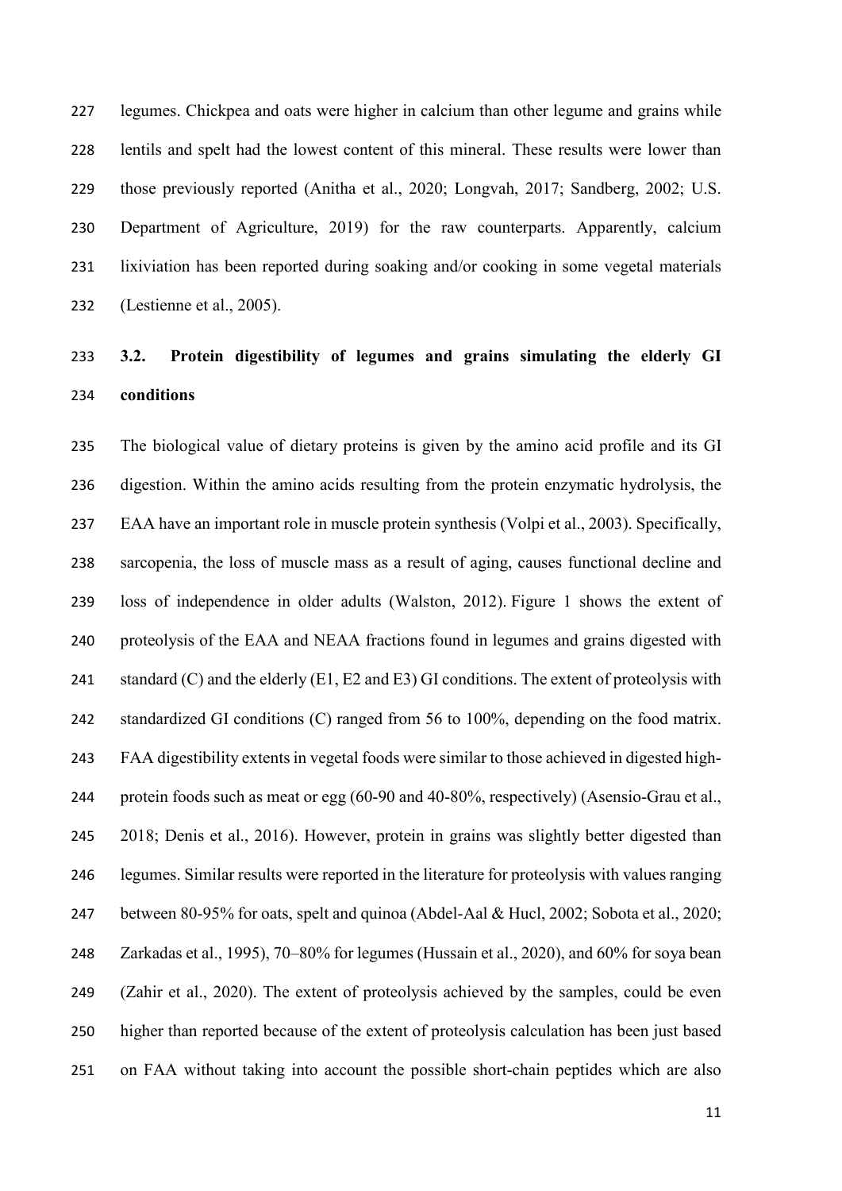legumes. Chickpea and oats were higher in calcium than other legume and grains while lentils and spelt had the lowest content of this mineral. These results were lower than those previously reported (Anitha et al., 2020; Longvah, 2017; Sandberg, 2002; U.S. Department of Agriculture, 2019) for the raw counterparts. Apparently, calcium lixiviation has been reported during soaking and/or cooking in some vegetal materials (Lestienne et al., 2005).

### 3.2. Protein digestibility of legumes and grains simulating the elderly GI conditions

The biological value of dietary proteins is given by the amino acid profile and its GI digestion. Within the amino acids resulting from the protein enzymatic hydrolysis, the EAA have an important role in muscle protein synthesis (Volpi et al., 2003). Specifically, sarcopenia, the loss of muscle mass as a result of aging, causes functional decline and loss of independence in older adults (Walston, 2012). Figure 1 shows the extent of proteolysis of the EAA and NEAA fractions found in legumes and grains digested with standard (C) and the elderly (E1, E2 and E3) GI conditions. The extent of proteolysis with standardized GI conditions (C) ranged from 56 to 100%, depending on the food matrix. FAA digestibility extents in vegetal foods were similar to those achieved in digested high-protein foods such as meat or egg (60-90 and 40-80%, respectively) (Asensio-Grau et al., 2018; Denis et al., 2016). However, protein in grains was slightly better digested than legumes. Similar results were reported in the literature for proteolysis with values ranging between 80-95% for oats, spelt and quinoa (Abdel-Aal & Hucl, 2002; Sobota et al., 2020; Zarkadas et al., 1995), 70–80% for legumes (Hussain et al., 2020), and 60% for soya bean (Zahir et al., 2020). The extent of proteolysis achieved by the samples, could be even higher than reported because of the extent of proteolysis calculation has been just based on FAA without taking into account the possible short-chain peptides which are also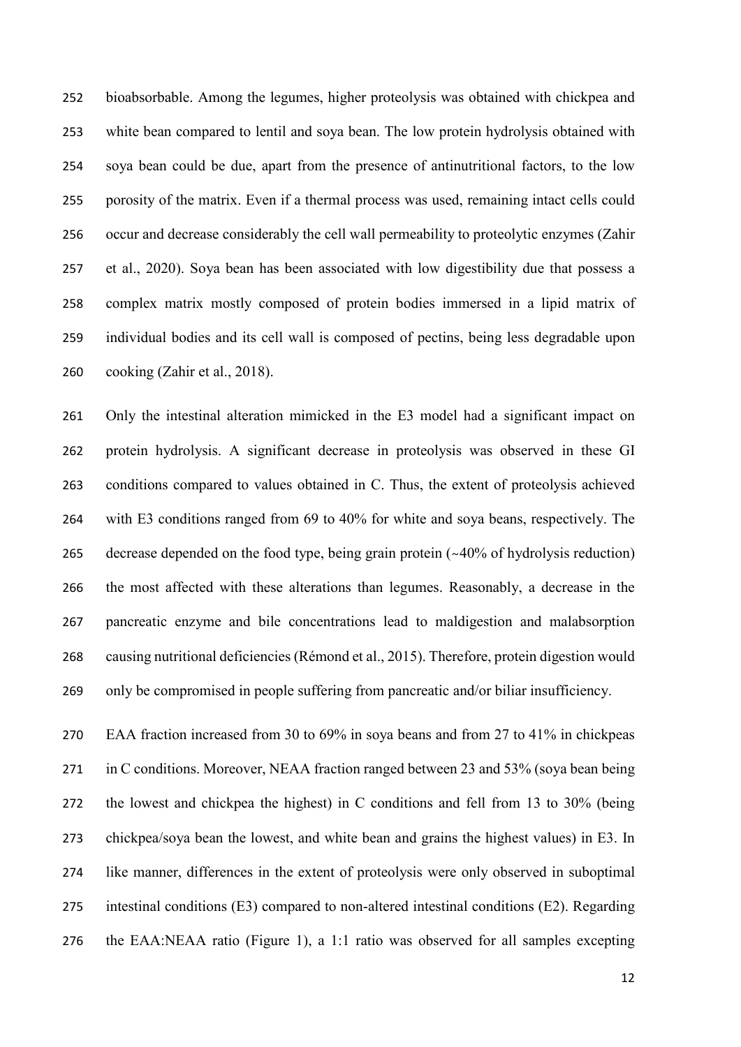bioabsorbable. Among the legumes, higher proteolysis was obtained with chickpea and white bean compared to lentil and soya bean. The low protein hydrolysis obtained with soya bean could be due, apart from the presence of antinutritional factors, to the low porosity of the matrix. Even if a thermal process was used, remaining intact cells could occur and decrease considerably the cell wall permeability to proteolytic enzymes (Zahir et al., 2020). Soya bean has been associated with low digestibility due that possess a complex matrix mostly composed of protein bodies immersed in a lipid matrix of individual bodies and its cell wall is composed of pectins, being less degradable upon cooking (Zahir et al., 2018).

Only the intestinal alteration mimicked in the E3 model had a significant impact on protein hydrolysis. A significant decrease in proteolysis was observed in these GI conditions compared to values obtained in C. Thus, the extent of proteolysis achieved with E3 conditions ranged from 69 to 40% for white and soya beans, respectively. The decrease depended on the food type, being grain protein (~40% of hydrolysis reduction) the most affected with these alterations than legumes. Reasonably, a decrease in the pancreatic enzyme and bile concentrations lead to maldigestion and malabsorption causing nutritional deficiencies (Rémond et al., 2015). Therefore, protein digestion would only be compromised in people suffering from pancreatic and/or biliar insufficiency.

EAA fraction increased from 30 to 69% in soya beans and from 27 to 41% in chickpeas in C conditions. Moreover, NEAA fraction ranged between 23 and 53% (soya bean being the lowest and chickpea the highest) in C conditions and fell from 13 to 30% (being chickpea/soya bean the lowest, and white bean and grains the highest values) in E3. In like manner, differences in the extent of proteolysis were only observed in suboptimal intestinal conditions (E3) compared to non-altered intestinal conditions (E2). Regarding the EAA:NEAA ratio (Figure 1), a 1:1 ratio was observed for all samples excepting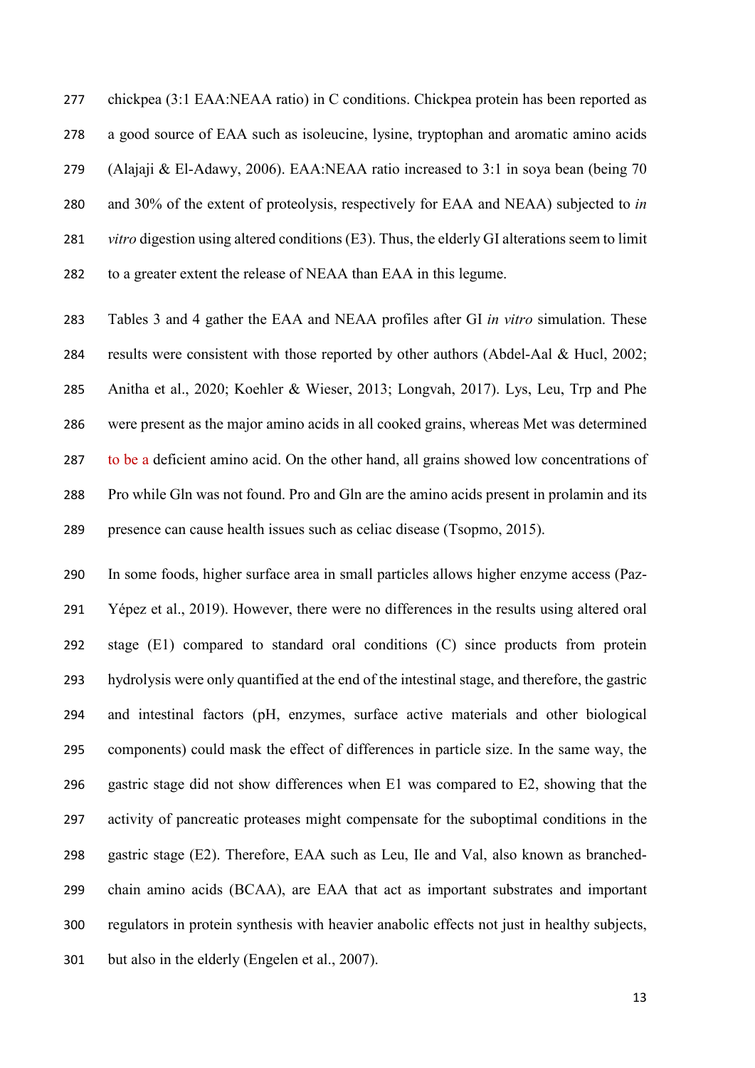chickpea (3:1 EAA:NEAA ratio) in C conditions. Chickpea protein has been reported as a good source of EAA such as isoleucine, lysine, tryptophan and aromatic amino acids (Alajaji & El-Adawy, 2006). EAA:NEAA ratio increased to 3:1 in soya bean (being 70 and 30% of the extent of proteolysis, respectively for EAA and NEAA) subjected to *in vitro* digestion using altered conditions (E3). Thus, the elderly GI alterations seem to limit to a greater extent the release of NEAA than EAA in this legume.

Tables 3 and 4 gather the EAA and NEAA profiles after GI *in vitro* simulation. These results were consistent with those reported by other authors (Abdel-Aal & Hucl, 2002; Anitha et al., 2020; Koehler & Wieser, 2013; Longvah, 2017). Lys, Leu, Trp and Phe were present as the major amino acids in all cooked grains, whereas Met was determined to be a deficient amino acid. On the other hand, all grains showed low concentrations of Pro while Gln was not found. Pro and Gln are the amino acids present in prolamin and its presence can cause health issues such as celiac disease (Tsopmo, 2015).

In some foods, higher surface area in small particles allows higher enzyme access (Paz-Yépez et al., 2019). However, there were no differences in the results using altered oral stage (E1) compared to standard oral conditions (C) since products from protein hydrolysis were only quantified at the end of the intestinal stage, and therefore, the gastric and intestinal factors (pH, enzymes, surface active materials and other biological components) could mask the effect of differences in particle size. In the same way, the gastric stage did not show differences when E1 was compared to E2, showing that the activity of pancreatic proteases might compensate for the suboptimal conditions in the gastric stage (E2). Therefore, EAA such as Leu, Ile and Val, also known as branched-chain amino acids (BCAA), are EAA that act as important substrates and important regulators in protein synthesis with heavier anabolic effects not just in healthy subjects, but also in the elderly (Engelen et al., 2007).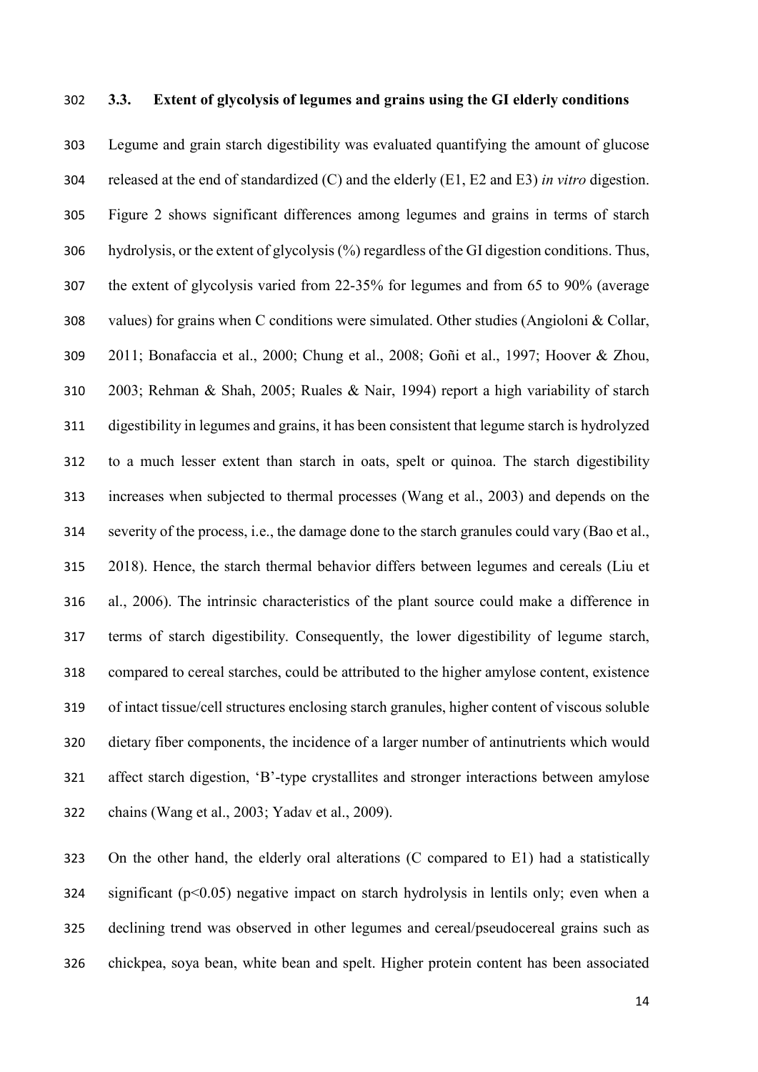### 3.3. Extent of glycolysis of legumes and grains using the GI elderly conditions

Legume and grain starch digestibility was evaluated quantifying the amount of glucose released at the end of standardized (C) and the elderly (E1, E2 and E3) *in vitro* digestion. Figure 2 shows significant differences among legumes and grains in terms of starch hydrolysis, or the extent of glycolysis (%) regardless of the GI digestion conditions. Thus, the extent of glycolysis varied from 22-35% for legumes and from 65 to 90% (average values) for grains when C conditions were simulated. Other studies (Angioloni & Collar, 2011; Bonafaccia et al., 2000; Chung et al., 2008; Goñi et al., 1997; Hoover & Zhou, 2003; Rehman & Shah, 2005; Ruales & Nair, 1994) report a high variability of starch digestibility in legumes and grains, it has been consistent that legume starch is hydrolyzed to a much lesser extent than starch in oats, spelt or quinoa. The starch digestibility increases when subjected to thermal processes (Wang et al., 2003) and depends on the severity of the process, i.e., the damage done to the starch granules could vary (Bao et al., 2018). Hence, the starch thermal behavior differs between legumes and cereals (Liu et al., 2006). The intrinsic characteristics of the plant source could make a difference in terms of starch digestibility. Consequently, the lower digestibility of legume starch, compared to cereal starches, could be attributed to the higher amylose content, existence of intact tissue/cell structures enclosing starch granules, higher content of viscous soluble dietary fiber components, the incidence of a larger number of antinutrients which would affect starch digestion, 'B'-type crystallites and stronger interactions between amylose chains (Wang et al., 2003; Yadav et al., 2009).

On the other hand, the elderly oral alterations (C compared to E1) had a statistically significant ($p<0.05$) negative impact on starch hydrolysis in lentils only; even when a declining trend was observed in other legumes and cereal/pseudocereal grains such as chickpea, soya bean, white bean and spelt. Higher protein content has been associated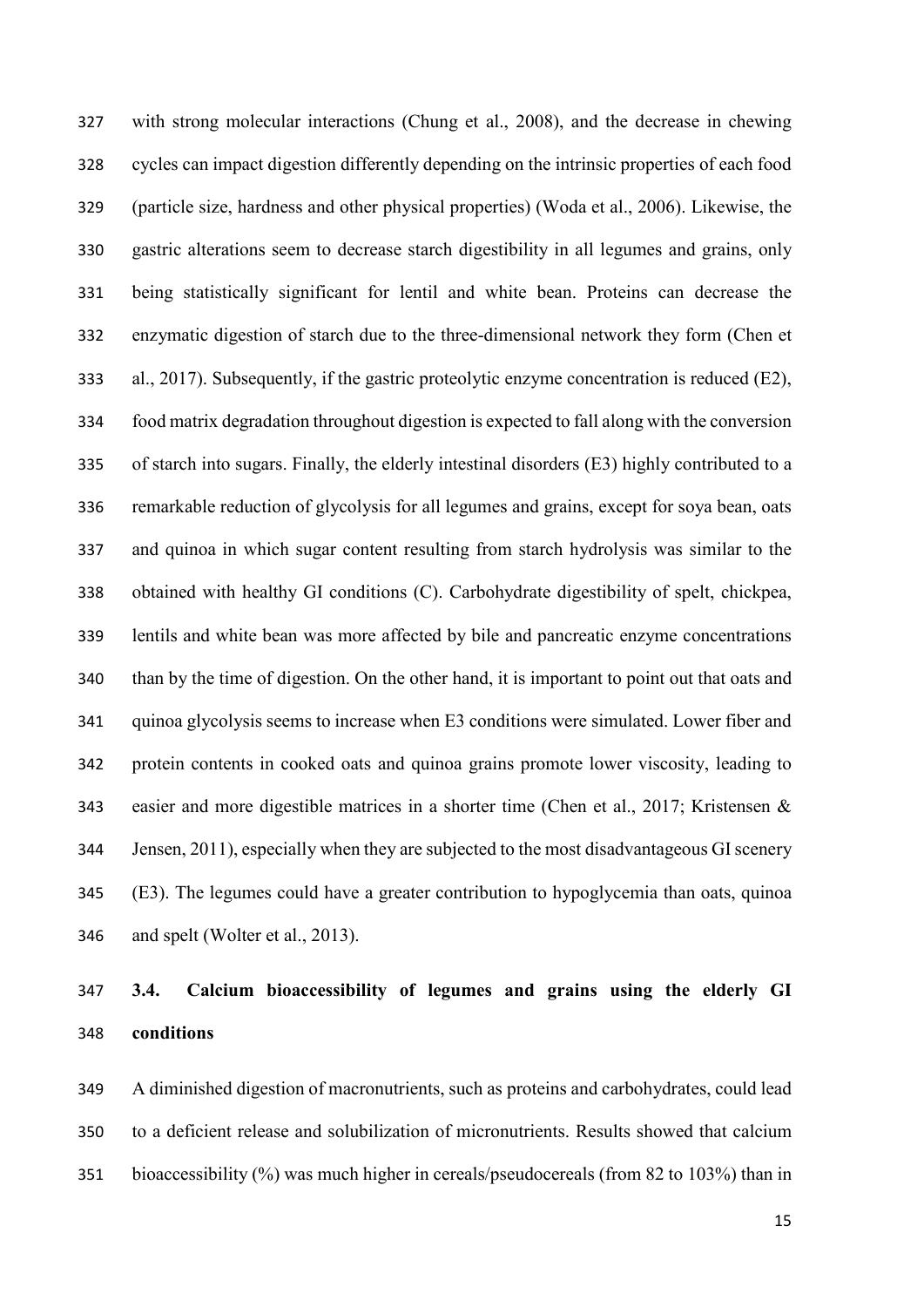with strong molecular interactions (Chung et al., 2008), and the decrease in chewing cycles can impact digestion differently depending on the intrinsic properties of each food (particle size, hardness and other physical properties) (Woda et al., 2006). Likewise, the gastric alterations seem to decrease starch digestibility in all legumes and grains, only being statistically significant for lentil and white bean. Proteins can decrease the enzymatic digestion of starch due to the three-dimensional network they form (Chen et al., 2017). Subsequently, if the gastric proteolytic enzyme concentration is reduced (E2), food matrix degradation throughout digestion is expected to fall along with the conversion of starch into sugars. Finally, the elderly intestinal disorders (E3) highly contributed to a remarkable reduction of glycolysis for all legumes and grains, except for soya bean, oats and quinoa in which sugar content resulting from starch hydrolysis was similar to the obtained with healthy GI conditions (C). Carbohydrate digestibility of spelt, chickpea, lentils and white bean was more affected by bile and pancreatic enzyme concentrations than by the time of digestion. On the other hand, it is important to point out that oats and quinoa glycolysis seems to increase when E3 conditions were simulated. Lower fiber and protein contents in cooked oats and quinoa grains promote lower viscosity, leading to easier and more digestible matrices in a shorter time (Chen et al., 2017; Kristensen & Jensen, 2011), especially when they are subjected to the most disadvantageous GI scenery (E3). The legumes could have a greater contribution to hypoglycemia than oats, quinoa and spelt (Wolter et al., 2013).

### 3.4. Calcium bioaccessibility of legumes and grains using the elderly GI conditions

A diminished digestion of macronutrients, such as proteins and carbohydrates, could lead to a deficient release and solubilization of micronutrients. Results showed that calcium bioaccessibility (%) was much higher in cereals/pseudocereals (from 82 to 103%) than in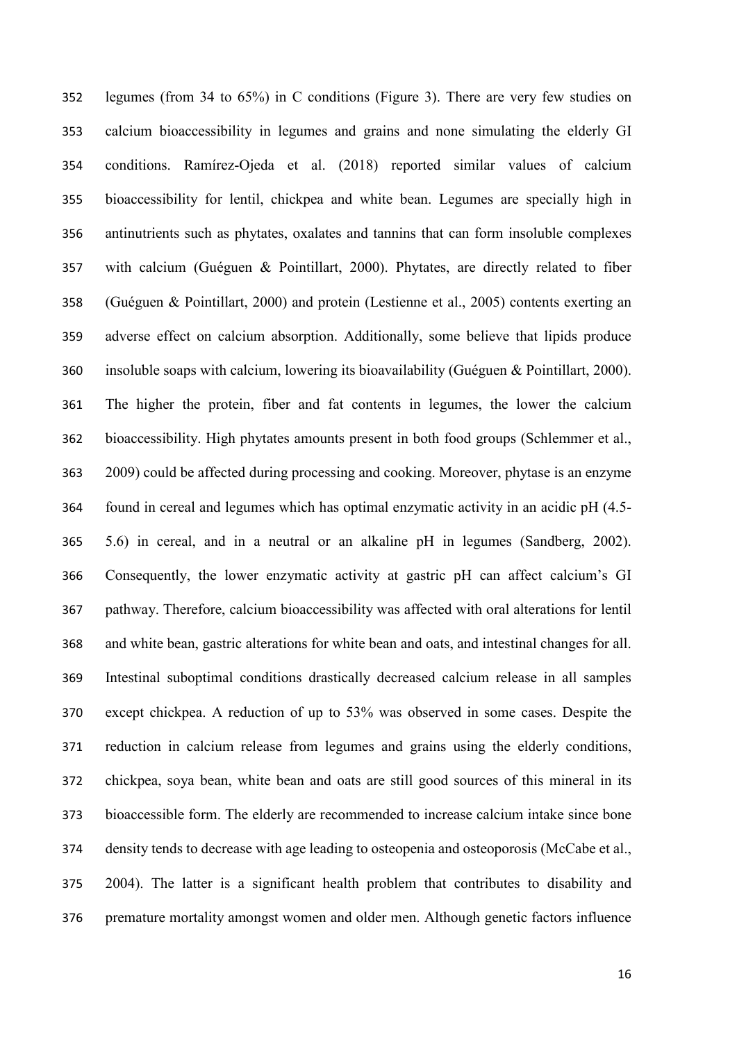legumes (from 34 to 65%) in C conditions (Figure 3). There are very few studies on calcium bioaccessibility in legumes and grains and none simulating the elderly GI conditions. Ramírez-Ojeda et al. (2018) reported similar values of calcium bioaccessibility for lentil, chickpea and white bean. Legumes are specially high in antinutrients such as phytates, oxalates and tannins that can form insoluble complexes with calcium (Guéguen & Pointillart, 2000). Phytates, are directly related to fiber (Guéguen & Pointillart, 2000) and protein (Lestienne et al., 2005) contents exerting an adverse effect on calcium absorption. Additionally, some believe that lipids produce insoluble soaps with calcium, lowering its bioavailability (Guéguen & Pointillart, 2000). The higher the protein, fiber and fat contents in legumes, the lower the calcium bioaccessibility. High phytates amounts present in both food groups (Schlemmer et al., 2009) could be affected during processing and cooking. Moreover, phytase is an enzyme found in cereal and legumes which has optimal enzymatic activity in an acidic pH (4.5-5.6) in cereal, and in a neutral or an alkaline pH in legumes (Sandberg, 2002). Consequently, the lower enzymatic activity at gastric pH can affect calcium's GI pathway. Therefore, calcium bioaccessibility was affected with oral alterations for lentil and white bean, gastric alterations for white bean and oats, and intestinal changes for all. Intestinal suboptimal conditions drastically decreased calcium release in all samples except chickpea. A reduction of up to 53% was observed in some cases. Despite the reduction in calcium release from legumes and grains using the elderly conditions, chickpea, soya bean, white bean and oats are still good sources of this mineral in its bioaccessible form. The elderly are recommended to increase calcium intake since bone density tends to decrease with age leading to osteopenia and osteoporosis (McCabe et al., 2004). The latter is a significant health problem that contributes to disability and premature mortality amongst women and older men. Although genetic factors influence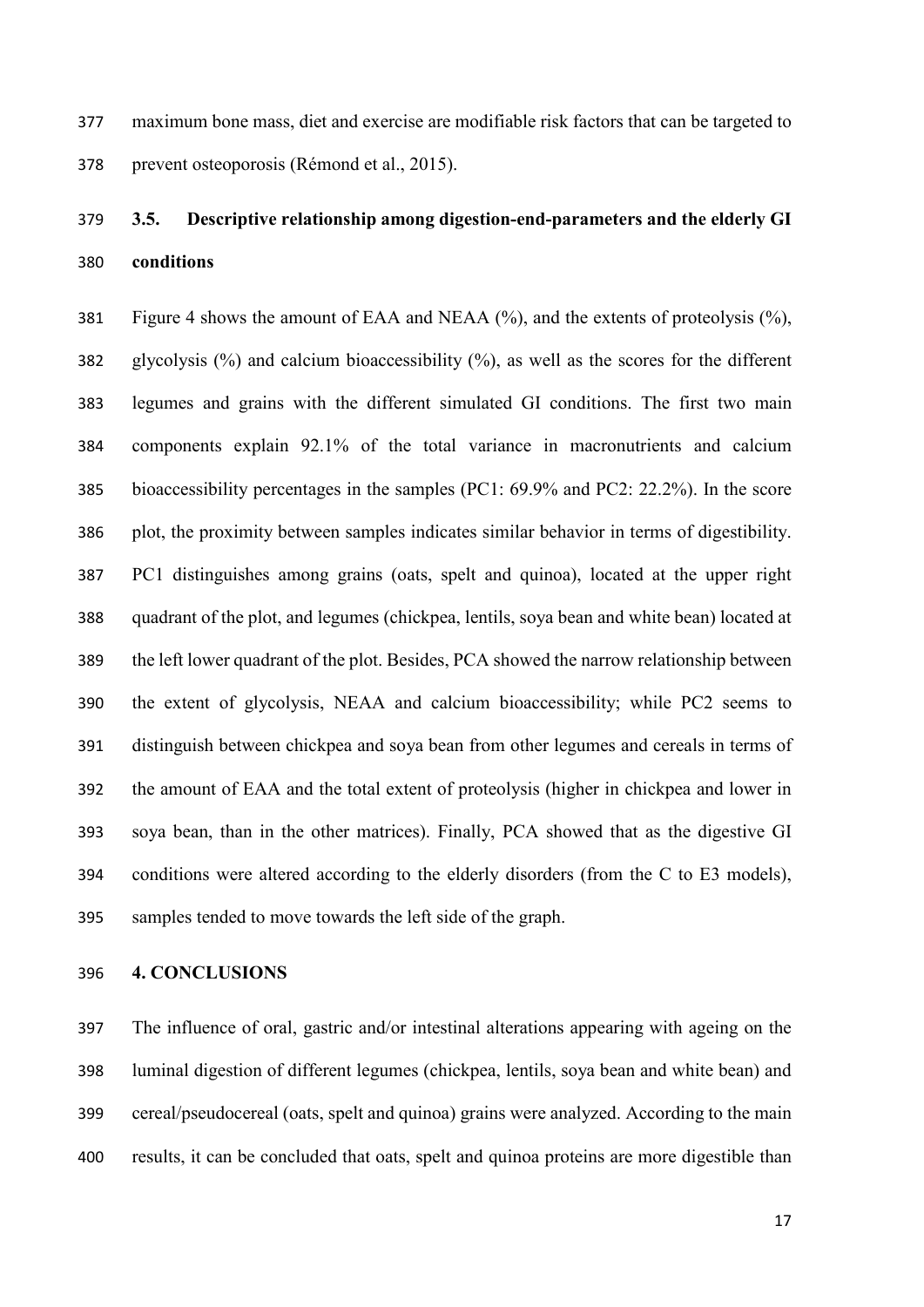maximum bone mass, diet and exercise are modifiable risk factors that can be targeted to prevent osteoporosis (Rémond et al., 2015).

### 3.5. Descriptive relationship among digestion-end-parameters and the elderly GI conditions

Figure 4 shows the amount of EAA and NEAA (%), and the extents of proteolysis (%), glycolysis (%) and calcium bioaccessibility (%), as well as the scores for the different legumes and grains with the different simulated GI conditions. The first two main components explain 92.1% of the total variance in macronutrients and calcium bioaccessibility percentages in the samples (PC1: 69.9% and PC2: 22.2%). In the score plot, the proximity between samples indicates similar behavior in terms of digestibility. PC1 distinguishes among grains (oats, spelt and quinoa), located at the upper right quadrant of the plot, and legumes (chickpea, lentils, soya bean and white bean) located at the left lower quadrant of the plot. Besides, PCA showed the narrow relationship between the extent of glycolysis, NEAA and calcium bioaccessibility; while PC2 seems to distinguish between chickpea and soya bean from other legumes and cereals in terms of the amount of EAA and the total extent of proteolysis (higher in chickpea and lower in soya bean, than in the other matrices). Finally, PCA showed that as the digestive GI conditions were altered according to the elderly disorders (from the C to E3 models), samples tended to move towards the left side of the graph.

## 4. CONCLUSIONS

The influence of oral, gastric and/or intestinal alterations appearing with ageing on the luminal digestion of different legumes (chickpea, lentils, soya bean and white bean) and cereal/pseudocereal (oats, spelt and quinoa) grains were analyzed. According to the main results, it can be concluded that oats, spelt and quinoa proteins are more digestible than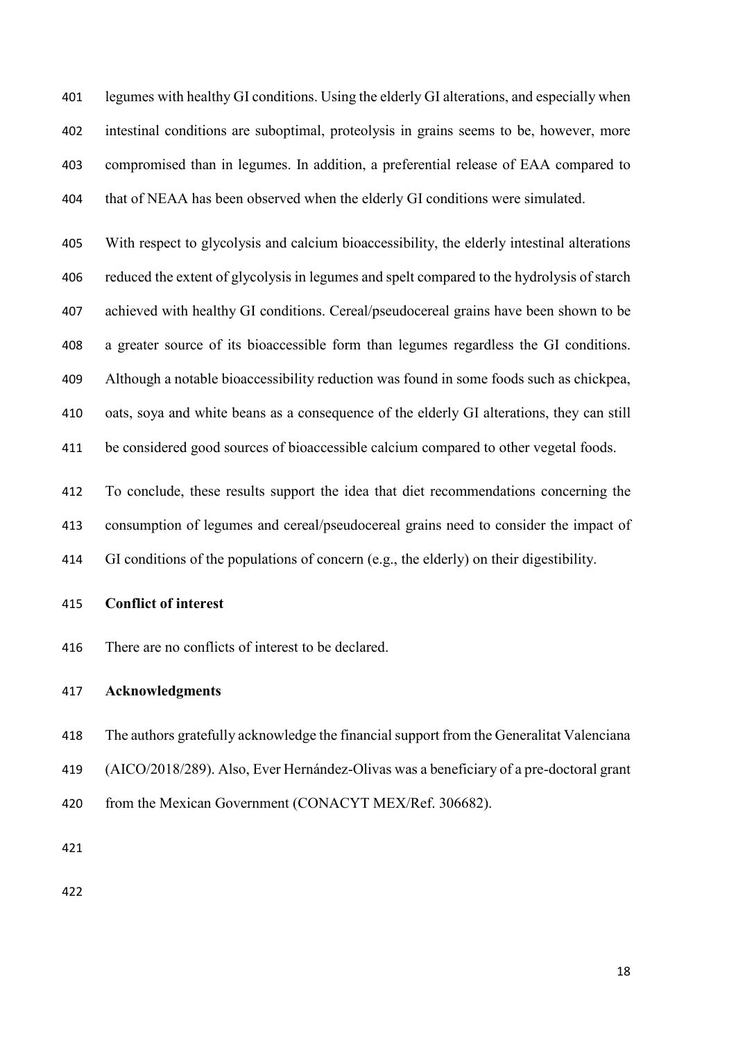legumes with healthy GI conditions. Using the elderly GI alterations, and especially when intestinal conditions are suboptimal, proteolysis in grains seems to be, however, more compromised than in legumes. In addition, a preferential release of EAA compared to that of NEAA has been observed when the elderly GI conditions were simulated.

With respect to glycolysis and calcium bioaccessibility, the elderly intestinal alterations reduced the extent of glycolysis in legumes and spelt compared to the hydrolysis of starch achieved with healthy GI conditions. Cereal/pseudocereal grains have been shown to be a greater source of its bioaccessible form than legumes regardless the GI conditions. Although a notable bioaccessibility reduction was found in some foods such as chickpea, oats, soya and white beans as a consequence of the elderly GI alterations, they can still be considered good sources of bioaccessible calcium compared to other vegetal foods.

To conclude, these results support the idea that diet recommendations concerning the consumption of legumes and cereal/pseudocereal grains need to consider the impact of GI conditions of the populations of concern (e.g., the elderly) on their digestibility.

**Conflict of interest**

There are no conflicts of interest to be declared.

**Acknowledgments**

The authors gratefully acknowledge the financial support from the Generalitat Valenciana (AICO/2018/289). Also, Ever Hernández-Olivas was a beneficiary of a pre-doctoral grant from the Mexican Government (CONACYT MEX/Ref. 306682).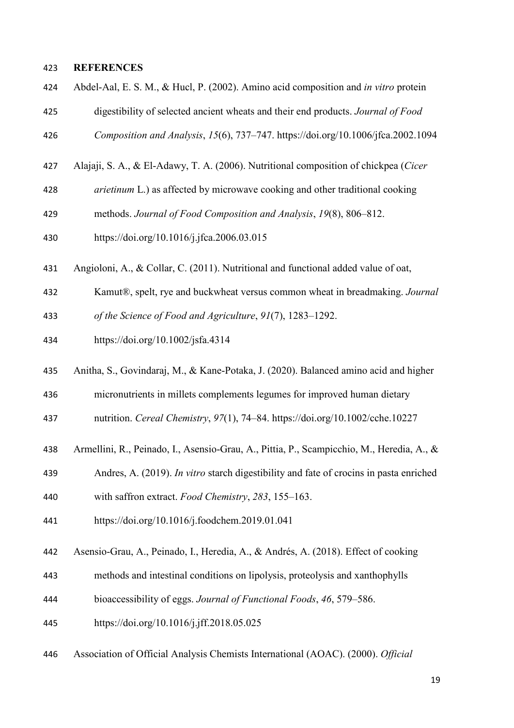## REFERENCES

Abdel-Aal, E. S. M., & Hucl, P. (2002). Amino acid composition and *in vitro* protein digestibility of selected ancient wheats and their end products. *Journal of Food Composition and Analysis*, *15*(6), 737–747. https://doi.org/10.1006/jfca.2002.1094

Alajaji, S. A., & El-Adawy, T. A. (2006). Nutritional composition of chickpea (*Cicer arietinum* L.) as affected by microwave cooking and other traditional cooking methods. *Journal of Food Composition and Analysis*, *19*(8), 806–812. https://doi.org/10.1016/j.jfca.2006.03.015

Angioloni, A., & Collar, C. (2011). Nutritional and functional added value of oat, Kamut®, spelt, rye and buckwheat versus common wheat in breadmaking. *Journal of the Science of Food and Agriculture*, *91*(7), 1283–1292. https://doi.org/10.1002/jsfa.4314

Anitha, S., Govindaraj, M., & Kane-Potaka, J. (2020). Balanced amino acid and higher micronutrients in millets complements legumes for improved human dietary nutrition. *Cereal Chemistry*, *97*(1), 74–84. https://doi.org/10.1002/cche.10227

Armellini, R., Peinado, I., Asensio-Grau, A., Pittia, P., Scampicchio, M., Heredia, A., & Andres, A. (2019). *In vitro* starch digestibility and fate of crocins in pasta enriched with saffron extract. *Food Chemistry*, *283*, 155–163. https://doi.org/10.1016/j.foodchem.2019.01.041

Asensio-Grau, A., Peinado, I., Heredia, A., & Andrés, A. (2018). Effect of cooking methods and intestinal conditions on lipolysis, proteolysis and xanthophylls bioaccessibility of eggs. *Journal of Functional Foods*, *46*, 579–586. https://doi.org/10.1016/j.jff.2018.05.025

Association of Official Analysis Chemists International (AOAC). (2000). *Official*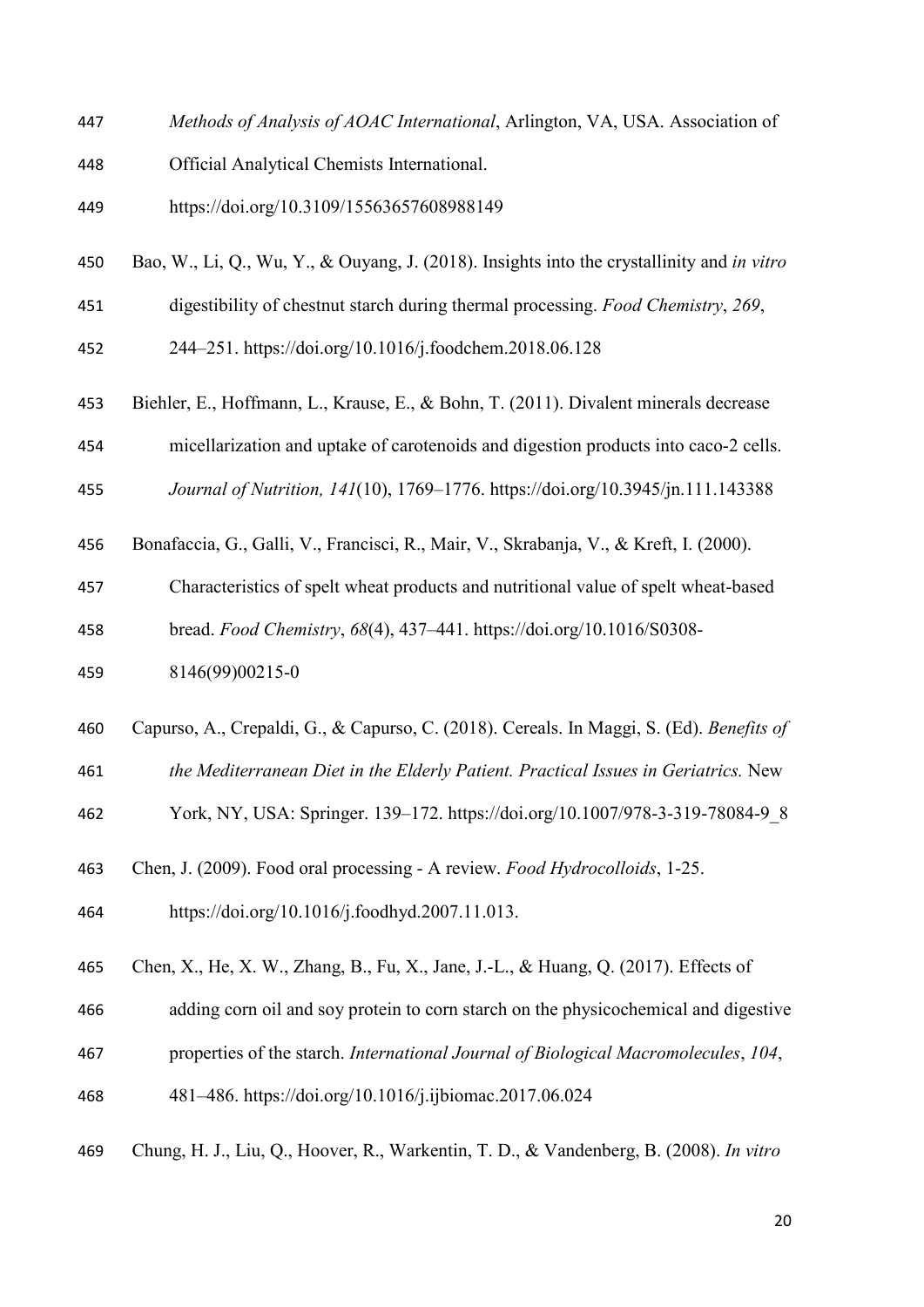*Methods of Analysis of AOAC International*, Arlington, VA, USA. Association of Official Analytical Chemists International. https://doi.org/10.3109/15563657608988149

Bao, W., Li, Q., Wu, Y., & Ouyang, J. (2018). Insights into the crystallinity and *in vitro* digestibility of chestnut starch during thermal processing. *Food Chemistry*, *269*, 244–251. https://doi.org/10.1016/j.foodchem.2018.06.128

Biehler, E., Hoffmann, L., Krause, E., & Bohn, T. (2011). Divalent minerals decrease micellarization and uptake of carotenoids and digestion products into caco-2 cells. *Journal of Nutrition, 141*(10), 1769–1776. https://doi.org/10.3945/jn.111.143388

Bonafaccia, G., Galli, V., Francisci, R., Mair, V., Skrabanja, V., & Kreft, I. (2000). Characteristics of spelt wheat products and nutritional value of spelt wheat-based bread. *Food Chemistry*, *68*(4), 437–441. https://doi.org/10.1016/S0308-8146(99)00215-0

Capurso, A., Crepaldi, G., & Capurso, C. (2018). Cereals. In Maggi, S. (Ed). *Benefits of the Mediterranean Diet in the Elderly Patient. Practical Issues in Geriatrics.* New York, NY, USA: Springer. 139–172. https://doi.org/10.1007/978-3-319-78084-9_8

Chen, J. (2009). Food oral processing - A review. *Food Hydrocolloids*, 1-25. https://doi.org/10.1016/j.foodhyd.2007.11.013.

Chen, X., He, X. W., Zhang, B., Fu, X., Jane, J.-L., & Huang, Q. (2017). Effects of adding corn oil and soy protein to corn starch on the physicochemical and digestive properties of the starch. *International Journal of Biological Macromolecules*, *104*, 481–486. https://doi.org/10.1016/j.ijbiomac.2017.06.024

Chung, H. J., Liu, Q., Hoover, R., Warkentin, T. D., & Vandenberg, B. (2008). *In vitro*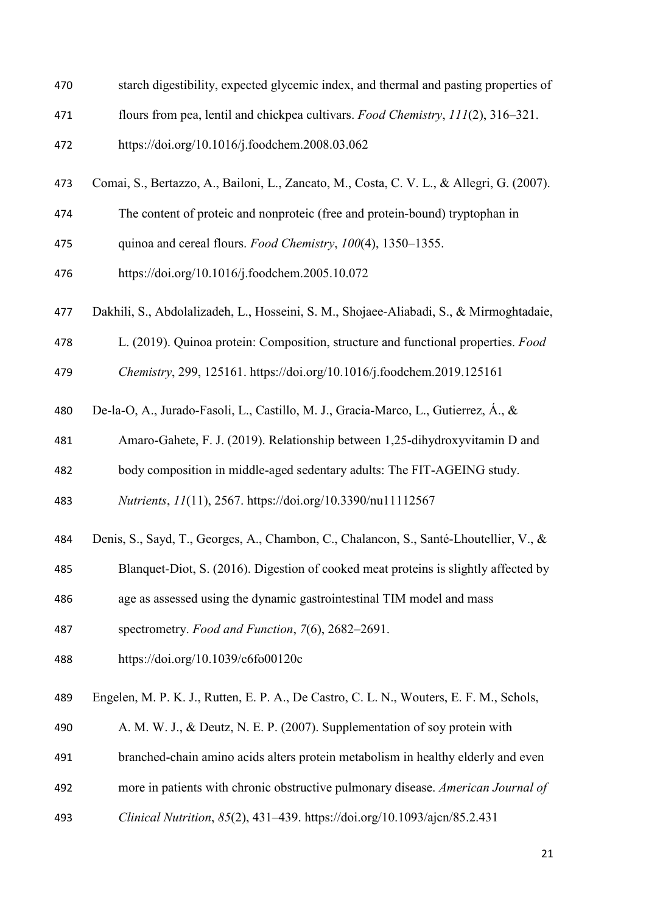starch digestibility, expected glycemic index, and thermal and pasting properties of flours from pea, lentil and chickpea cultivars. *Food Chemistry*, *111*(2), 316–321. https://doi.org/10.1016/j.foodchem.2008.03.062

Comai, S., Bertazzo, A., Bailoni, L., Zancato, M., Costa, C. V. L., & Allegri, G. (2007). The content of proteic and nonproteic (free and protein-bound) tryptophan in quinoa and cereal flours. *Food Chemistry*, *100*(4), 1350–1355. https://doi.org/10.1016/j.foodchem.2005.10.072

Dakhili, S., Abdolalizadeh, L., Hosseini, S. M., Shojaee-Aliabadi, S., & Mirmoghtadaie, L. (2019). Quinoa protein: Composition, structure and functional properties. *Food Chemistry*, 299, 125161. https://doi.org/10.1016/j.foodchem.2019.125161

De-la-O, A., Jurado-Fasoli, L., Castillo, M. J., Gracia-Marco, L., Gutierrez, Á., & Amaro-Gahete, F. J. (2019). Relationship between 1,25-dihydroxyvitamin D and body composition in middle-aged sedentary adults: The FIT-AGEING study. *Nutrients*, *11*(11), 2567. https://doi.org/10.3390/nu11112567

Denis, S., Sayd, T., Georges, A., Chambon, C., Chalancon, S., Santé-Lhoutellier, V., & Blanquet-Diot, S. (2016). Digestion of cooked meat proteins is slightly affected by age as assessed using the dynamic gastrointestinal TIM model and mass spectrometry. *Food and Function*, *7*(6), 2682–2691. https://doi.org/10.1039/c6fo00120c

Engelen, M. P. K. J., Rutten, E. P. A., De Castro, C. L. N., Wouters, E. F. M., Schols, A. M. W. J., & Deutz, N. E. P. (2007). Supplementation of soy protein with branched-chain amino acids alters protein metabolism in healthy elderly and even more in patients with chronic obstructive pulmonary disease. *American Journal of Clinical Nutrition*, *85*(2), 431–439. https://doi.org/10.1093/ajcn/85.2.431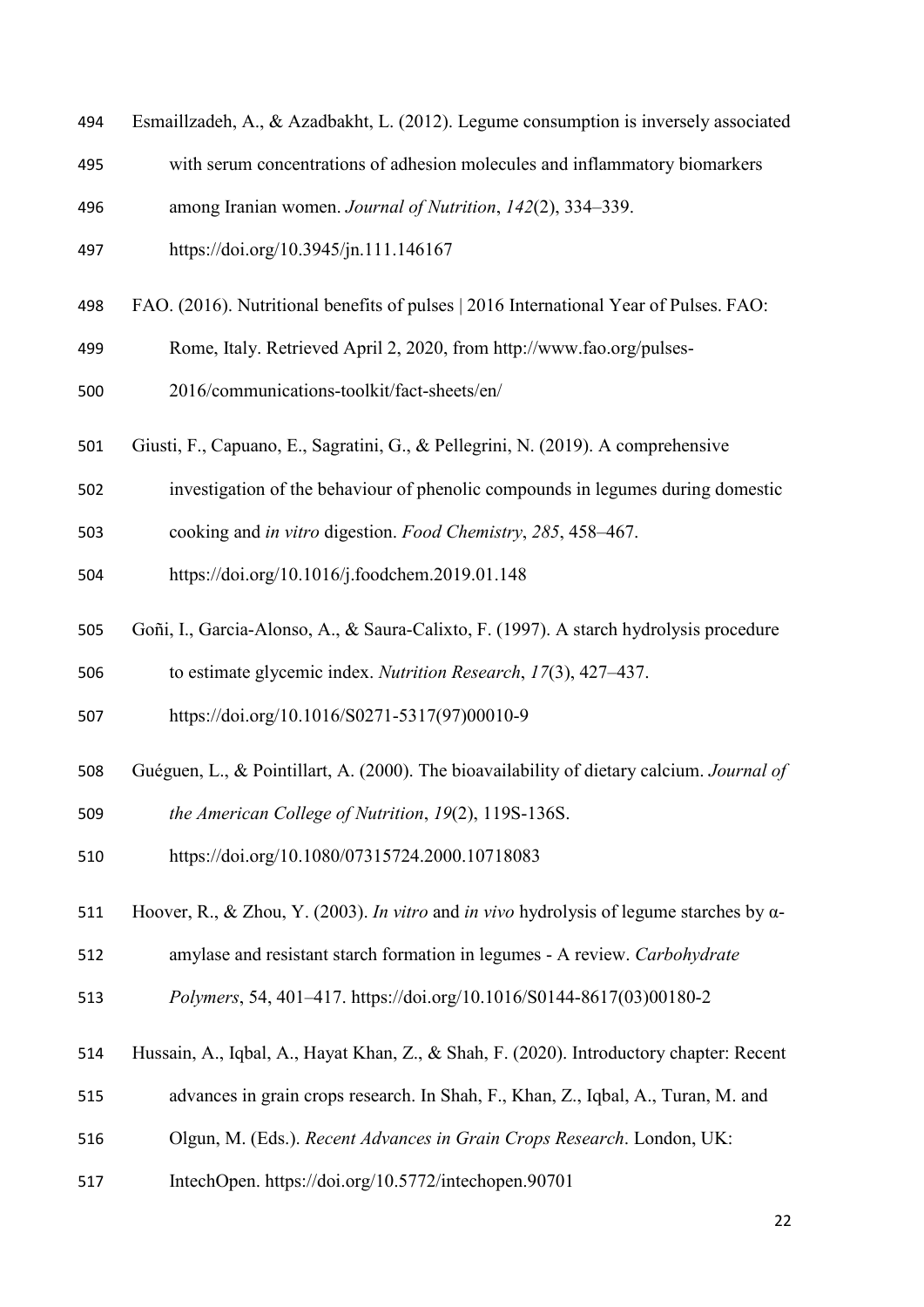Esmaillzadeh, A., & Azadbakht, L. (2012). Legume consumption is inversely associated with serum concentrations of adhesion molecules and inflammatory biomarkers among Iranian women. *Journal of Nutrition*, *142*(2), 334–339. https://doi.org/10.3945/jn.111.146167

FAO. (2016). Nutritional benefits of pulses | 2016 International Year of Pulses. FAO: Rome, Italy. Retrieved April 2, 2020, from http://www.fao.org/pulses-2016/communications-toolkit/fact-sheets/en/

Giusti, F., Capuano, E., Sagratini, G., & Pellegrini, N. (2019). A comprehensive investigation of the behaviour of phenolic compounds in legumes during domestic cooking and *in vitro* digestion. *Food Chemistry*, *285*, 458–467. https://doi.org/10.1016/j.foodchem.2019.01.148

Goñi, I., Garcia-Alonso, A., & Saura-Calixto, F. (1997). A starch hydrolysis procedure to estimate glycemic index. *Nutrition Research*, *17*(3), 427–437. https://doi.org/10.1016/S0271-5317(97)00010-9

Guéguen, L., & Pointillart, A. (2000). The bioavailability of dietary calcium. *Journal of the American College of Nutrition*, *19*(2), 119S-136S. https://doi.org/10.1080/07315724.2000.10718083

Hoover, R., & Zhou, Y. (2003). *In vitro* and *in vivo* hydrolysis of legume starches by α-amylase and resistant starch formation in legumes - A review. *Carbohydrate Polymers*, 54, 401–417. https://doi.org/10.1016/S0144-8617(03)00180-2

Hussain, A., Iqbal, A., Hayat Khan, Z., & Shah, F. (2020). Introductory chapter: Recent advances in grain crops research. In Shah, F., Khan, Z., Iqbal, A., Turan, M. and Olgun, M. (Eds.). *Recent Advances in Grain Crops Research*. London, UK: IntechOpen. https://doi.org/10.5772/intechopen.90701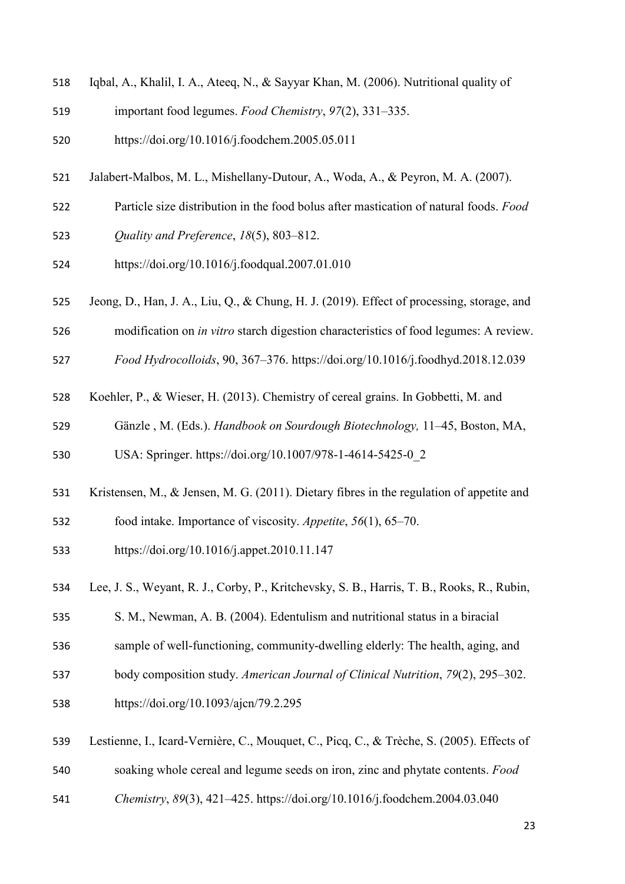Iqbal, A., Khalil, I. A., Ateeq, N., & Sayyar Khan, M. (2006). Nutritional quality of important food legumes. *Food Chemistry*, *97*(2), 331–335. https://doi.org/10.1016/j.foodchem.2005.05.011

Jalabert-Malbos, M. L., Mishellany-Dutour, A., Woda, A., & Peyron, M. A. (2007). Particle size distribution in the food bolus after mastication of natural foods. *Food Quality and Preference*, *18*(5), 803–812. https://doi.org/10.1016/j.foodqual.2007.01.010

Jeong, D., Han, J. A., Liu, Q., & Chung, H. J. (2019). Effect of processing, storage, and modification on *in vitro* starch digestion characteristics of food legumes: A review. *Food Hydrocolloids*, 90, 367–376. https://doi.org/10.1016/j.foodhyd.2018.12.039

Koehler, P., & Wieser, H. (2013). Chemistry of cereal grains. In Gobbetti, M. and Gänzle , M. (Eds.). *Handbook on Sourdough Biotechnology,* 11–45, Boston, MA, USA: Springer. https://doi.org/10.1007/978-1-4614-5425-0_2

Kristensen, M., & Jensen, M. G. (2011). Dietary fibres in the regulation of appetite and food intake. Importance of viscosity. *Appetite*, *56*(1), 65–70. https://doi.org/10.1016/j.appet.2010.11.147

Lee, J. S., Weyant, R. J., Corby, P., Kritchevsky, S. B., Harris, T. B., Rooks, R., Rubin, S. M., Newman, A. B. (2004). Edentulism and nutritional status in a biracial sample of well-functioning, community-dwelling elderly: The health, aging, and body composition study. *American Journal of Clinical Nutrition*, *79*(2), 295–302. https://doi.org/10.1093/ajcn/79.2.295

Lestienne, I., Icard-Vernière, C., Mouquet, C., Picq, C., & Trèche, S. (2005). Effects of soaking whole cereal and legume seeds on iron, zinc and phytate contents. *Food Chemistry*, *89*(3), 421–425. https://doi.org/10.1016/j.foodchem.2004.03.040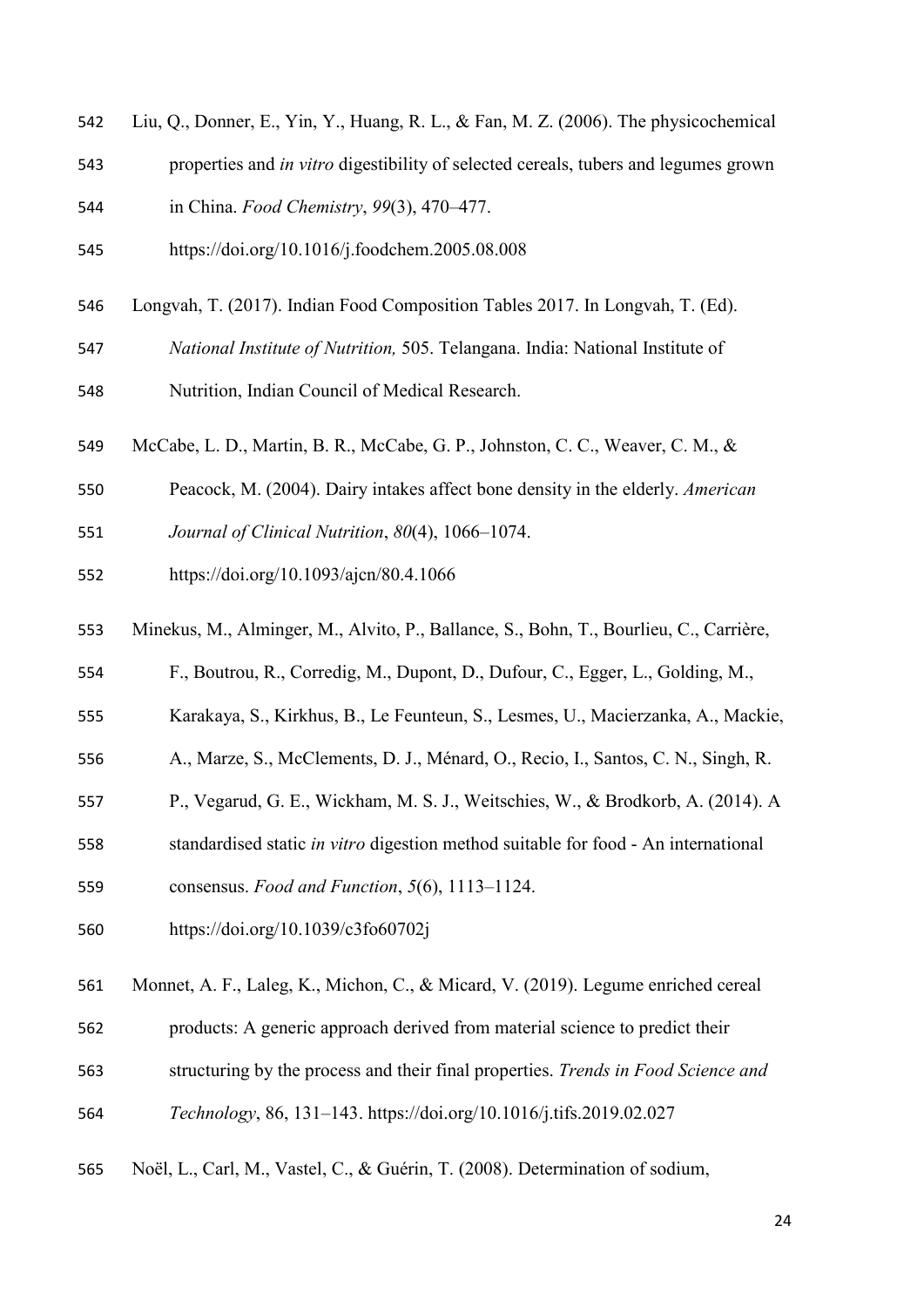Liu, Q., Donner, E., Yin, Y., Huang, R. L., & Fan, M. Z. (2006). The physicochemical properties and *in vitro* digestibility of selected cereals, tubers and legumes grown in China. *Food Chemistry*, *99*(3), 470–477. https://doi.org/10.1016/j.foodchem.2005.08.008

Longvah, T. (2017). Indian Food Composition Tables 2017. In Longvah, T. (Ed). *National Institute of Nutrition,* 505. Telangana. India: National Institute of Nutrition, Indian Council of Medical Research.

McCabe, L. D., Martin, B. R., McCabe, G. P., Johnston, C. C., Weaver, C. M., & Peacock, M. (2004). Dairy intakes affect bone density in the elderly. *American Journal of Clinical Nutrition*, *80*(4), 1066–1074. https://doi.org/10.1093/ajcn/80.4.1066

Minekus, M., Alminger, M., Alvito, P., Ballance, S., Bohn, T., Bourlieu, C., Carrière, F., Boutrou, R., Corredig, M., Dupont, D., Dufour, C., Egger, L., Golding, M., Karakaya, S., Kirkhus, B., Le Feunteun, S., Lesmes, U., Macierzanka, A., Mackie, A., Marze, S., McClements, D. J., Ménard, O., Recio, I., Santos, C. N., Singh, R. P., Vegarud, G. E., Wickham, M. S. J., Weitschies, W., & Brodkorb, A. (2014). A standardised static *in vitro* digestion method suitable for food - An international consensus. *Food and Function*, *5*(6), 1113–1124. https://doi.org/10.1039/c3fo60702j

Monnet, A. F., Laleg, K., Michon, C., & Micard, V. (2019). Legume enriched cereal products: A generic approach derived from material science to predict their structuring by the process and their final properties. *Trends in Food Science and Technology*, 86, 131–143. https://doi.org/10.1016/j.tifs.2019.02.027

Noël, L., Carl, M., Vastel, C., & Guérin, T. (2008). Determination of sodium,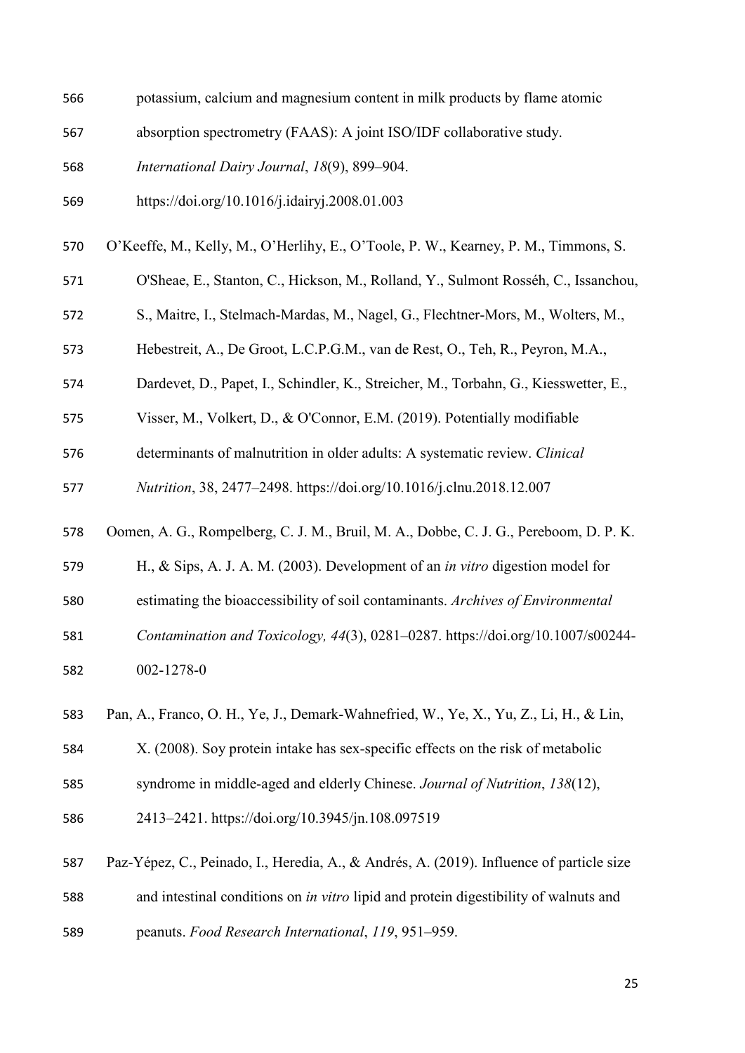potassium, calcium and magnesium content in milk products by flame atomic absorption spectrometry (FAAS): A joint ISO/IDF collaborative study. *International Dairy Journal*, *18*(9), 899–904. https://doi.org/10.1016/j.idairyj.2008.01.003

O'Keeffe, M., Kelly, M., O'Herlihy, E., O'Toole, P. W., Kearney, P. M., Timmons, S. O'Sheae, E., Stanton, C., Hickson, M., Rolland, Y., Sulmont Rosséh, C., Issanchou, S., Maitre, I., Stelmach-Mardas, M., Nagel, G., Flechtner-Mors, M., Wolters, M., Hebestreit, A., De Groot, L.C.P.G.M., van de Rest, O., Teh, R., Peyron, M.A., Dardevet, D., Papet, I., Schindler, K., Streicher, M., Torbahn, G., Kiesswetter, E., Visser, M., Volkert, D., & O'Connor, E.M. (2019). Potentially modifiable determinants of malnutrition in older adults: A systematic review. *Clinical Nutrition*, 38, 2477–2498. https://doi.org/10.1016/j.clnu.2018.12.007

Oomen, A. G., Rompelberg, C. J. M., Bruil, M. A., Dobbe, C. J. G., Pereboom, D. P. K. H., & Sips, A. J. A. M. (2003). Development of an *in vitro* digestion model for estimating the bioaccessibility of soil contaminants. *Archives of Environmental Contamination and Toxicology, 44*(3), 0281–0287. https://doi.org/10.1007/s00244-002-1278-0

Pan, A., Franco, O. H., Ye, J., Demark-Wahnefried, W., Ye, X., Yu, Z., Li, H., & Lin, X. (2008). Soy protein intake has sex-specific effects on the risk of metabolic syndrome in middle-aged and elderly Chinese. *Journal of Nutrition*, *138*(12), 2413–2421. https://doi.org/10.3945/jn.108.097519

Paz-Yépez, C., Peinado, I., Heredia, A., & Andrés, A. (2019). Influence of particle size and intestinal conditions on *in vitro* lipid and protein digestibility of walnuts and peanuts. *Food Research International*, *119*, 951–959.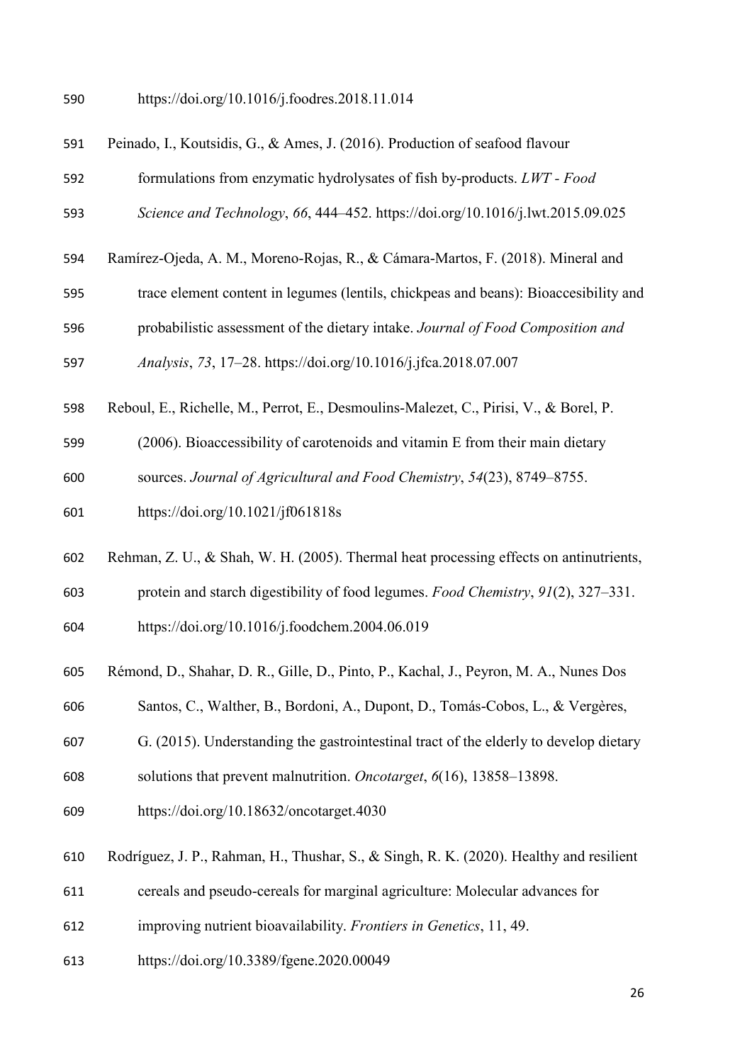https://doi.org/10.1016/j.foodres.2018.11.014

Peinado, I., Koutsidis, G., & Ames, J. (2016). Production of seafood flavour formulations from enzymatic hydrolysates of fish by-products. *LWT - Food Science and Technology*, *66*, 444–452. https://doi.org/10.1016/j.lwt.2015.09.025

Ramírez-Ojeda, A. M., Moreno-Rojas, R., & Cámara-Martos, F. (2018). Mineral and trace element content in legumes (lentils, chickpeas and beans): Bioaccesibility and probabilistic assessment of the dietary intake. *Journal of Food Composition and Analysis*, *73*, 17–28. https://doi.org/10.1016/j.jfca.2018.07.007

Reboul, E., Richelle, M., Perrot, E., Desmoulins-Malezet, C., Pirisi, V., & Borel, P. (2006). Bioaccessibility of carotenoids and vitamin E from their main dietary sources. *Journal of Agricultural and Food Chemistry*, *54*(23), 8749–8755. https://doi.org/10.1021/jf061818s

Rehman, Z. U., & Shah, W. H. (2005). Thermal heat processing effects on antinutrients, protein and starch digestibility of food legumes. *Food Chemistry*, *91*(2), 327–331. https://doi.org/10.1016/j.foodchem.2004.06.019

Rémond, D., Shahar, D. R., Gille, D., Pinto, P., Kachal, J., Peyron, M. A., Nunes Dos Santos, C., Walther, B., Bordoni, A., Dupont, D., Tomás-Cobos, L., & Vergères, G. (2015). Understanding the gastrointestinal tract of the elderly to develop dietary solutions that prevent malnutrition. *Oncotarget*, *6*(16), 13858–13898. https://doi.org/10.18632/oncotarget.4030

Rodríguez, J. P., Rahman, H., Thushar, S., & Singh, R. K. (2020). Healthy and resilient cereals and pseudo-cereals for marginal agriculture: Molecular advances for improving nutrient bioavailability. *Frontiers in Genetics*, 11, 49. https://doi.org/10.3389/fgene.2020.00049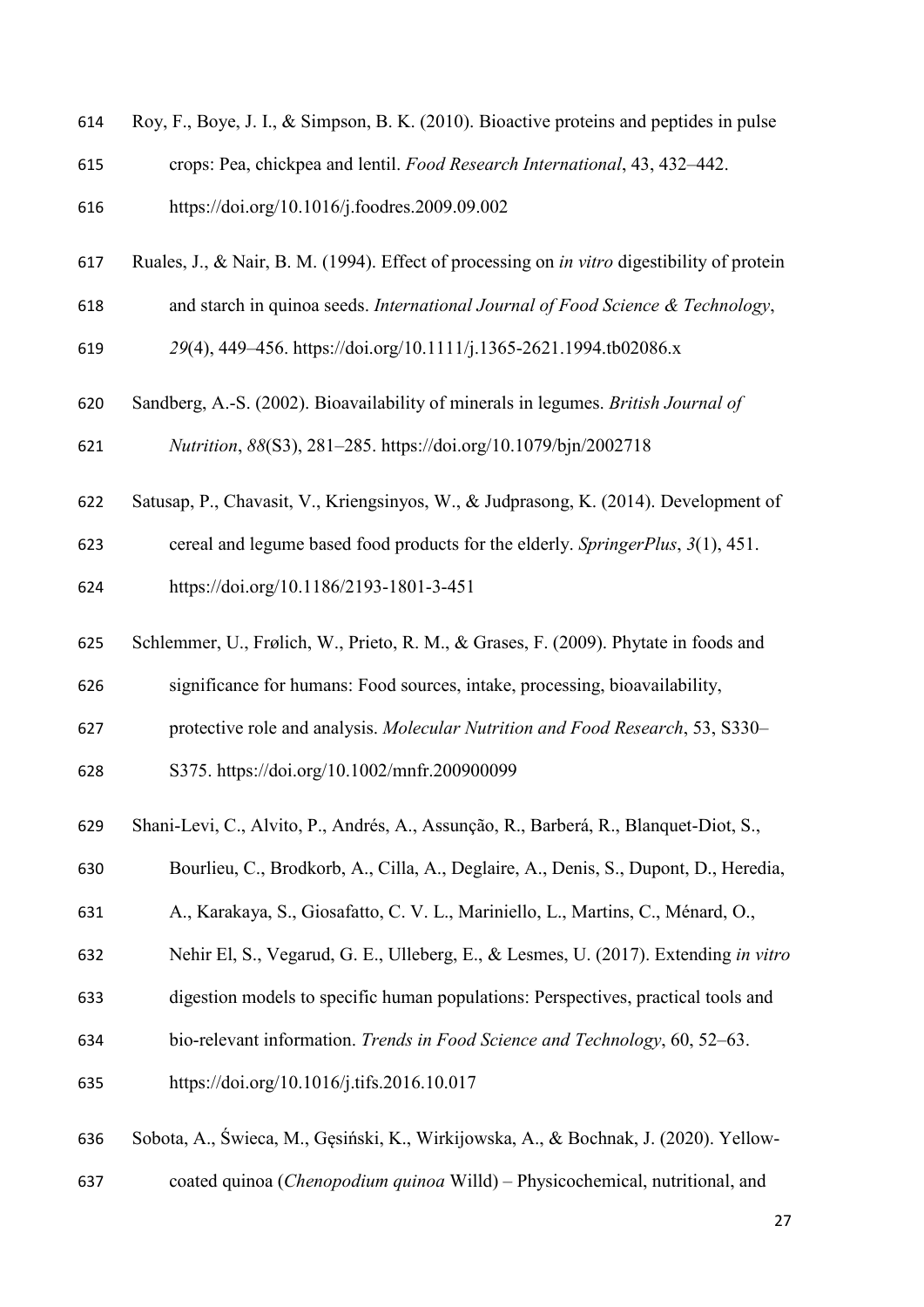Roy, F., Boye, J. I., & Simpson, B. K. (2010). Bioactive proteins and peptides in pulse crops: Pea, chickpea and lentil. *Food Research International*, 43, 432–442. https://doi.org/10.1016/j.foodres.2009.09.002

Ruales, J., & Nair, B. M. (1994). Effect of processing on *in vitro* digestibility of protein and starch in quinoa seeds. *International Journal of Food Science & Technology*, *29*(4), 449–456. https://doi.org/10.1111/j.1365-2621.1994.tb02086.x

Sandberg, A.-S. (2002). Bioavailability of minerals in legumes. *British Journal of Nutrition*, *88*(S3), 281–285. https://doi.org/10.1079/bjn/2002718

Satusap, P., Chavasit, V., Kriengsinyos, W., & Judprasong, K. (2014). Development of cereal and legume based food products for the elderly. *SpringerPlus*, *3*(1), 451. https://doi.org/10.1186/2193-1801-3-451

Schlemmer, U., Frølich, W., Prieto, R. M., & Grases, F. (2009). Phytate in foods and significance for humans: Food sources, intake, processing, bioavailability, protective role and analysis. *Molecular Nutrition and Food Research*, 53, S330–S375. https://doi.org/10.1002/mnfr.200900099

Shani-Levi, C., Alvito, P., Andrés, A., Assunção, R., Barberá, R., Blanquet-Diot, S., Bourlieu, C., Brodkorb, A., Cilla, A., Deglaire, A., Denis, S., Dupont, D., Heredia, A., Karakaya, S., Giosafatto, C. V. L., Mariniello, L., Martins, C., Ménard, O., Nehir El, S., Vegarud, G. E., Ulleberg, E., & Lesmes, U. (2017). Extending *in vitro* digestion models to specific human populations: Perspectives, practical tools and bio-relevant information. *Trends in Food Science and Technology*, 60, 52–63. https://doi.org/10.1016/j.tifs.2016.10.017

Sobota, A., Świeca, M., Gęsiński, K., Wirkijowska, A., & Bochnak, J. (2020). Yellow-coated quinoa (*Chenopodium quinoa* Willd) – Physicochemical, nutritional, and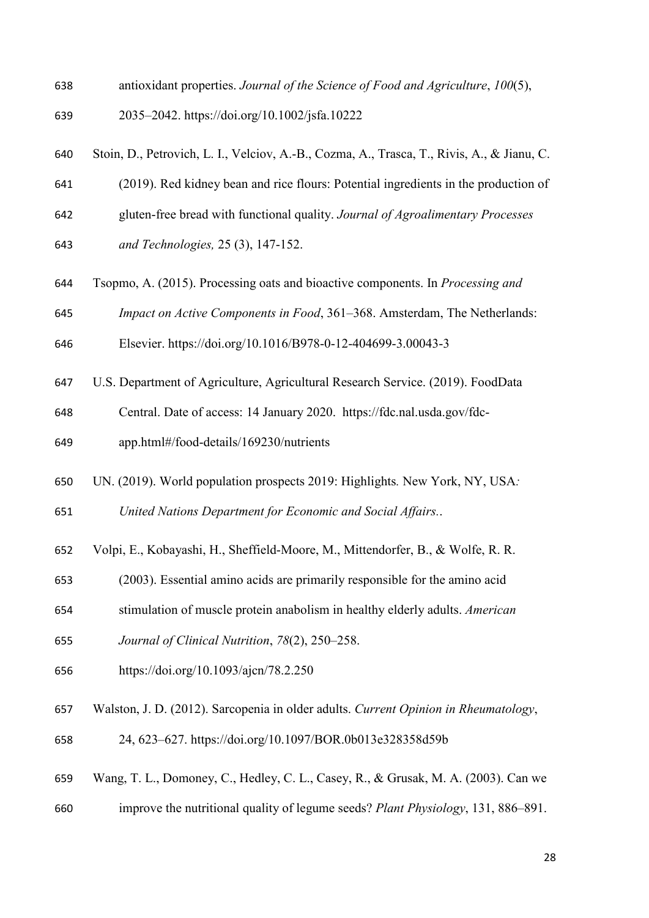antioxidant properties. *Journal of the Science of Food and Agriculture*, *100*(5), 2035–2042. https://doi.org/10.1002/jsfa.10222

Stoin, D., Petrovich, L. I., Velciov, A.-B., Cozma, A., Trasca, T., Rivis, A., & Jianu, C. (2019). Red kidney bean and rice flours: Potential ingredients in the production of gluten-free bread with functional quality. *Journal of Agroalimentary Processes and Technologies,* 25 (3), 147-152.

Tsopmo, A. (2015). Processing oats and bioactive components. In *Processing and Impact on Active Components in Food*, 361–368. Amsterdam, The Netherlands: Elsevier. https://doi.org/10.1016/B978-0-12-404699-3.00043-3

U.S. Department of Agriculture, Agricultural Research Service. (2019). FoodData Central. Date of access: 14 January 2020. https://fdc.nal.usda.gov/fdc-app.html#/food-details/169230/nutrients

UN. (2019). World population prospects 2019: Highlights*.* New York, NY, USA*: United Nations Department for Economic and Social Affairs.*.

Volpi, E., Kobayashi, H., Sheffield-Moore, M., Mittendorfer, B., & Wolfe, R. R. (2003). Essential amino acids are primarily responsible for the amino acid stimulation of muscle protein anabolism in healthy elderly adults. *American Journal of Clinical Nutrition*, *78*(2), 250–258. https://doi.org/10.1093/ajcn/78.2.250

Walston, J. D. (2012). Sarcopenia in older adults. *Current Opinion in Rheumatology*, 24, 623–627. https://doi.org/10.1097/BOR.0b013e328358d59b

Wang, T. L., Domoney, C., Hedley, C. L., Casey, R., & Grusak, M. A. (2003). Can we improve the nutritional quality of legume seeds? *Plant Physiology*, 131, 886–891.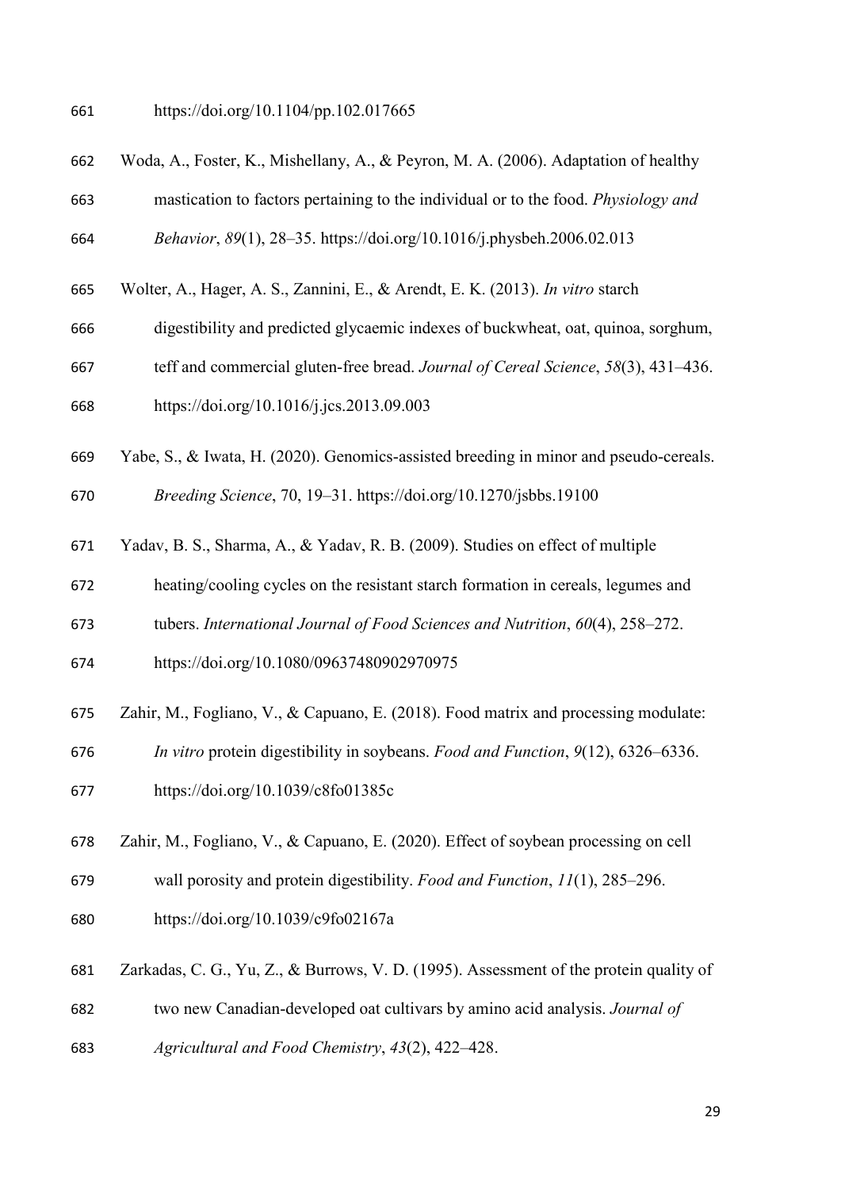https://doi.org/10.1104/pp.102.017665

Woda, A., Foster, K., Mishellany, A., & Peyron, M. A. (2006). Adaptation of healthy mastication to factors pertaining to the individual or to the food. *Physiology and Behavior*, *89*(1), 28–35. https://doi.org/10.1016/j.physbeh.2006.02.013

Wolter, A., Hager, A. S., Zannini, E., & Arendt, E. K. (2013). *In vitro* starch digestibility and predicted glycaemic indexes of buckwheat, oat, quinoa, sorghum, teff and commercial gluten-free bread. *Journal of Cereal Science*, *58*(3), 431–436. https://doi.org/10.1016/j.jcs.2013.09.003

Yabe, S., & Iwata, H. (2020). Genomics-assisted breeding in minor and pseudo-cereals. *Breeding Science*, 70, 19–31. https://doi.org/10.1270/jsbbs.19100

Yadav, B. S., Sharma, A., & Yadav, R. B. (2009). Studies on effect of multiple heating/cooling cycles on the resistant starch formation in cereals, legumes and tubers. *International Journal of Food Sciences and Nutrition*, *60*(4), 258–272. https://doi.org/10.1080/09637480902970975

Zahir, M., Fogliano, V., & Capuano, E. (2018). Food matrix and processing modulate: *In vitro* protein digestibility in soybeans. *Food and Function*, *9*(12), 6326–6336. https://doi.org/10.1039/c8fo01385c

Zahir, M., Fogliano, V., & Capuano, E. (2020). Effect of soybean processing on cell wall porosity and protein digestibility. *Food and Function*, *11*(1), 285–296. https://doi.org/10.1039/c9fo02167a

Zarkadas, C. G., Yu, Z., & Burrows, V. D. (1995). Assessment of the protein quality of two new Canadian-developed oat cultivars by amino acid analysis. *Journal of Agricultural and Food Chemistry*, *43*(2), 422–428.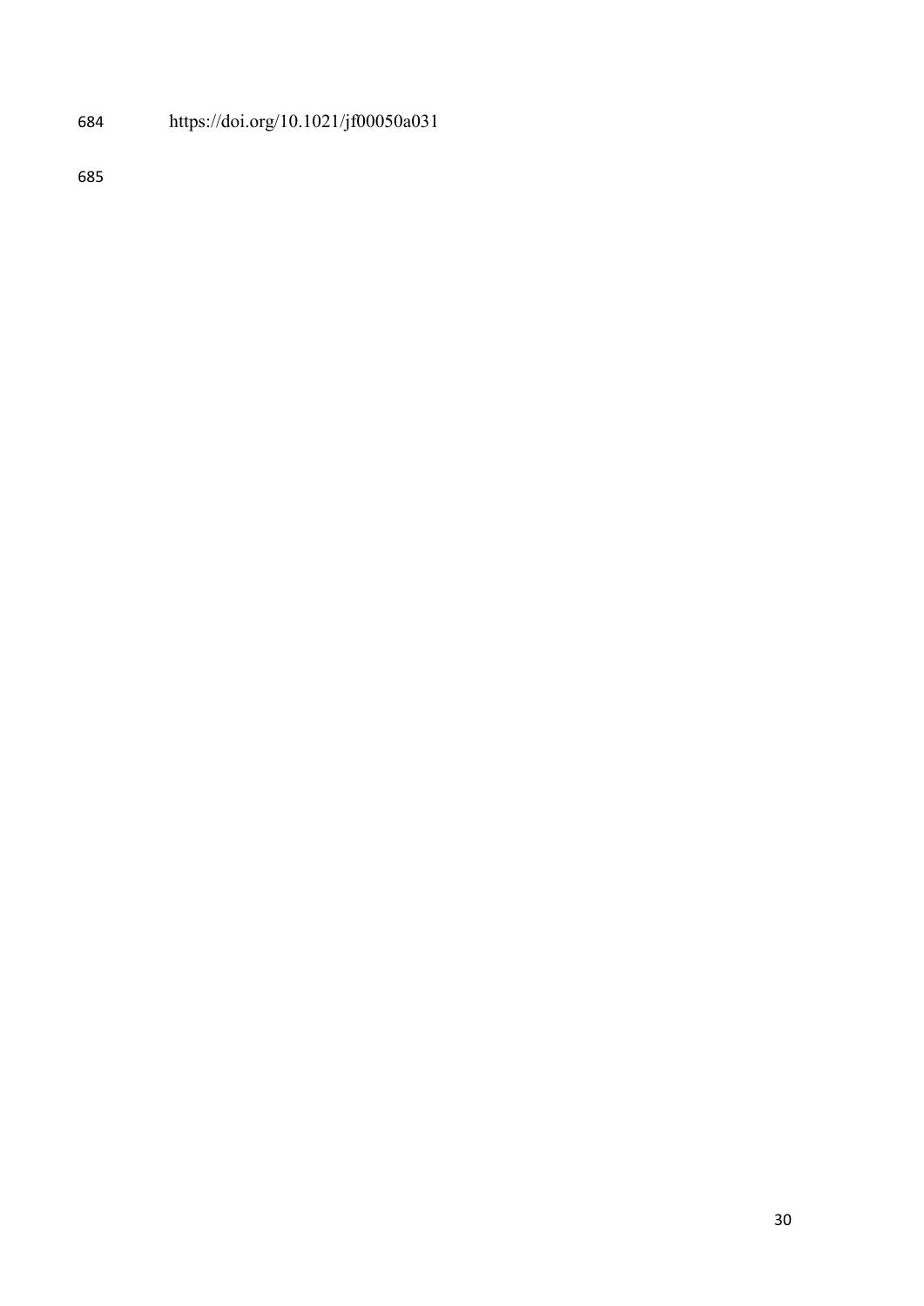https://doi.org/10.1021/jf00050a031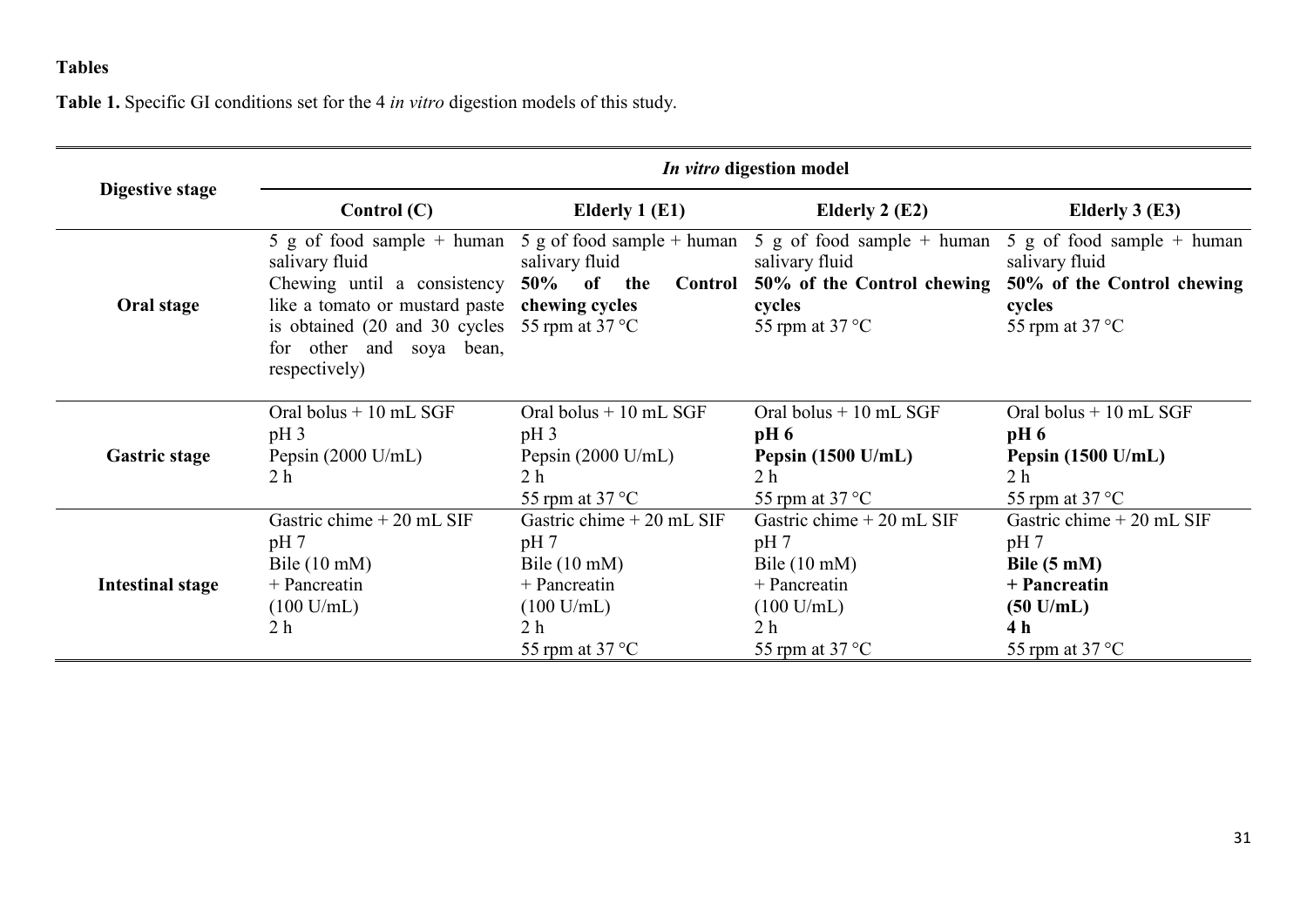## Tables

**Table 1.** Specific GI conditions set for the 4 *in vitro* digestion models of this study.

| Digestive stage | *In vitro* digestion model | | | |
|---|---|---|---|---|
| | **Control (C)** | **Elderly 1 (E1)** | **Elderly 2 (E2)** | **Elderly 3 (E3)** |
| **Oral stage** | 5 g of food sample + human salivary fluid<br>Chewing until a consistency like a tomato or mustard paste is obtained (20 and 30 cycles for other and soya bean, respectively) | 5 g of food sample + human salivary fluid<br>**50% of the Control chewing cycles**<br>55 rpm at 37 °C | 5 g of food sample + human salivary fluid<br>**50% of the Control chewing cycles**<br>55 rpm at 37 °C | 5 g of food sample + human salivary fluid<br>**50% of the Control chewing cycles**<br>55 rpm at 37 °C |
| **Gastric stage** | Oral bolus + 10 mL SGF<br>pH 3<br>Pepsin (2000 U/mL)<br>2 h | Oral bolus + 10 mL SGF<br>pH 3<br>Pepsin (2000 U/mL)<br>2 h<br>55 rpm at 37 °C | Oral bolus + 10 mL SGF<br>**pH 6**<br>**Pepsin (1500 U/mL)**<br>2 h<br>55 rpm at 37 °C | Oral bolus + 10 mL SGF<br>**pH 6**<br>**Pepsin (1500 U/mL)**<br>2 h<br>55 rpm at 37 °C |
| **Intestinal stage** | Gastric chime + 20 mL SIF<br>pH 7<br>Bile (10 mM)<br>+ Pancreatin<br>(100 U/mL)<br>2 h | Gastric chime + 20 mL SIF<br>pH 7<br>Bile (10 mM)<br>+ Pancreatin<br>(100 U/mL)<br>2 h<br>55 rpm at 37 °C | Gastric chime + 20 mL SIF<br>pH 7<br>Bile (10 mM)<br>+ Pancreatin<br>(100 U/mL)<br>2 h<br>55 rpm at 37 °C | Gastric chime + 20 mL SIF<br>pH 7<br>**Bile (5 mM)**<br>**+ Pancreatin**<br>**(50 U/mL)**<br>**4 h**<br>55 rpm at 37 °C |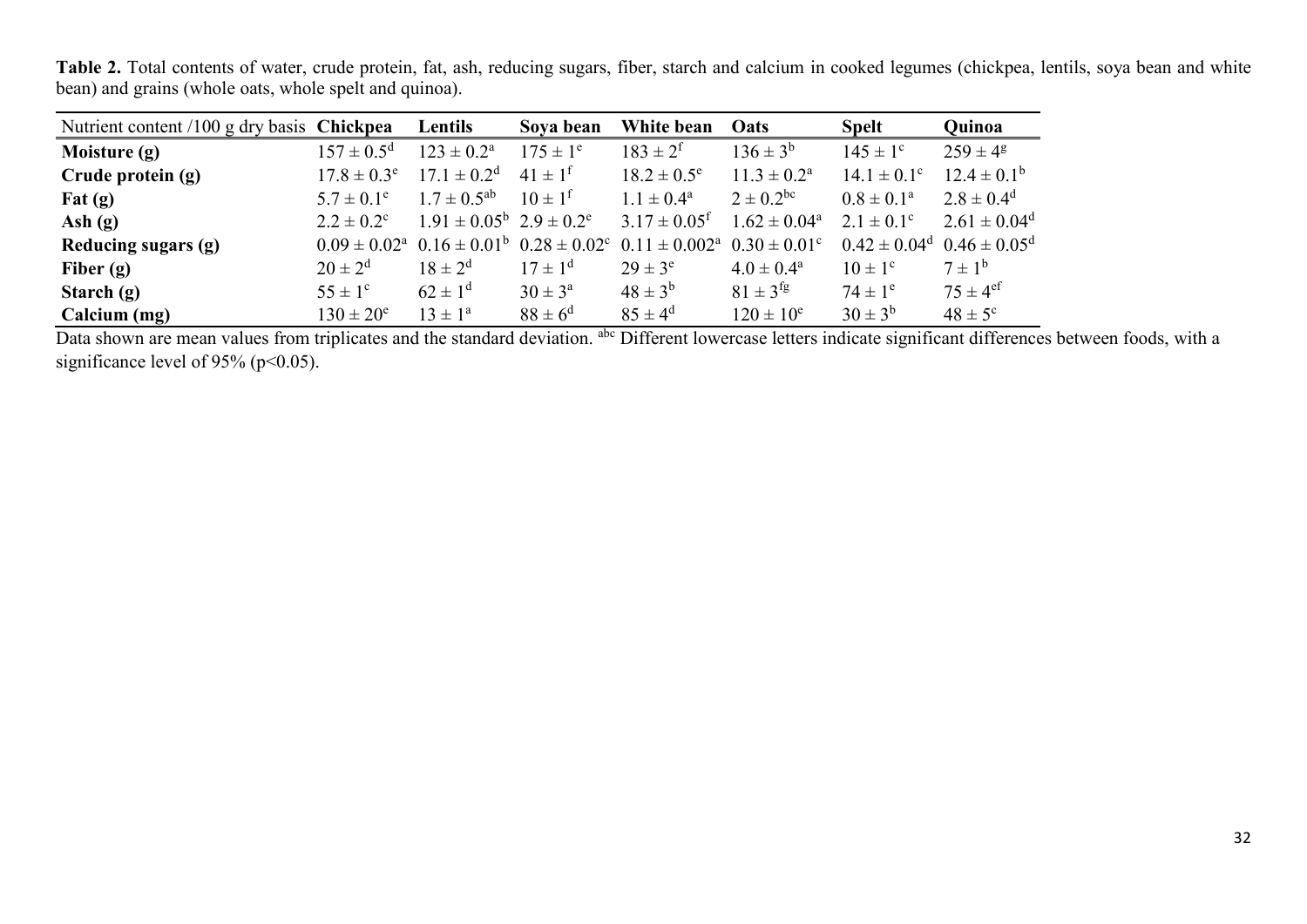**Table 2.** Total contents of water, crude protein, fat, ash, reducing sugars, fiber, starch and calcium in cooked legumes (chickpea, lentils, soya bean and white bean) and grains (whole oats, whole spelt and quinoa).

| Nutrient content /100 g dry basis | **Chickpea** | **Lentils** | **Soya bean** | **White bean** | **Oats** | **Spelt** | **Quinoa** |
|---|---|---|---|---|---|---|---|
| **Moisture (g)** | $157 \pm 0.5^{d}$ | $123 \pm 0.2^{a}$ | $175 \pm 1^{e}$ | $183 \pm 2^{f}$ | $136 \pm 3^{b}$ | $145 \pm 1^{c}$ | $259 \pm 4^{g}$ |
| **Crude protein (g)** | $17.8 \pm 0.3^{e}$ | $17.1 \pm 0.2^{d}$ | $41 \pm 1^{f}$ | $18.2 \pm 0.5^{e}$ | $11.3 \pm 0.2^{a}$ | $14.1 \pm 0.1^{c}$ | $12.4 \pm 0.1^{b}$ |
| **Fat (g)** | $5.7 \pm 0.1^{e}$ | $1.7 \pm 0.5^{ab}$ | $10 \pm 1^{f}$ | $1.1 \pm 0.4^{a}$ | $2 \pm 0.2^{bc}$ | $0.8 \pm 0.1^{a}$ | $2.8 \pm 0.4^{d}$ |
| **Ash (g)** | $2.2 \pm 0.2^{c}$ | $1.91 \pm 0.05^{b}$ | $2.9 \pm 0.2^{e}$ | $3.17 \pm 0.05^{f}$ | $1.62 \pm 0.04^{a}$ | $2.1 \pm 0.1^{c}$ | $2.61 \pm 0.04^{d}$ |
| **Reducing sugars (g)** | $0.09 \pm 0.02^{a}$ | $0.16 \pm 0.01^{b}$ | $0.28 \pm 0.02^{c}$ | $0.11 \pm 0.002^{a}$ | $0.30 \pm 0.01^{c}$ | $0.42 \pm 0.04^{d}$ | $0.46 \pm 0.05^{d}$ |
| **Fiber (g)** | $20 \pm 2^{d}$ | $18 \pm 2^{d}$ | $17 \pm 1^{d}$ | $29 \pm 3^{e}$ | $4.0 \pm 0.4^{a}$ | $10 \pm 1^{c}$ | $7 \pm 1^{b}$ |
| **Starch (g)** | $55 \pm 1^{c}$ | $62 \pm 1^{d}$ | $30 \pm 3^{a}$ | $48 \pm 3^{b}$ | $81 \pm 3^{fg}$ | $74 \pm 1^{e}$ | $75 \pm 4^{ef}$ |
| **Calcium (mg)** | $130 \pm 20^{e}$ | $13 \pm 1^{a}$ | $88 \pm 6^{d}$ | $85 \pm 4^{d}$ | $120 \pm 10^{e}$ | $30 \pm 3^{b}$ | $48 \pm 5^{c}$ |

Data shown are mean values from triplicates and the standard deviation. [abc] Different lowercase letters indicate significant differences between foods, with a significance level of 95% ($p<0.05$).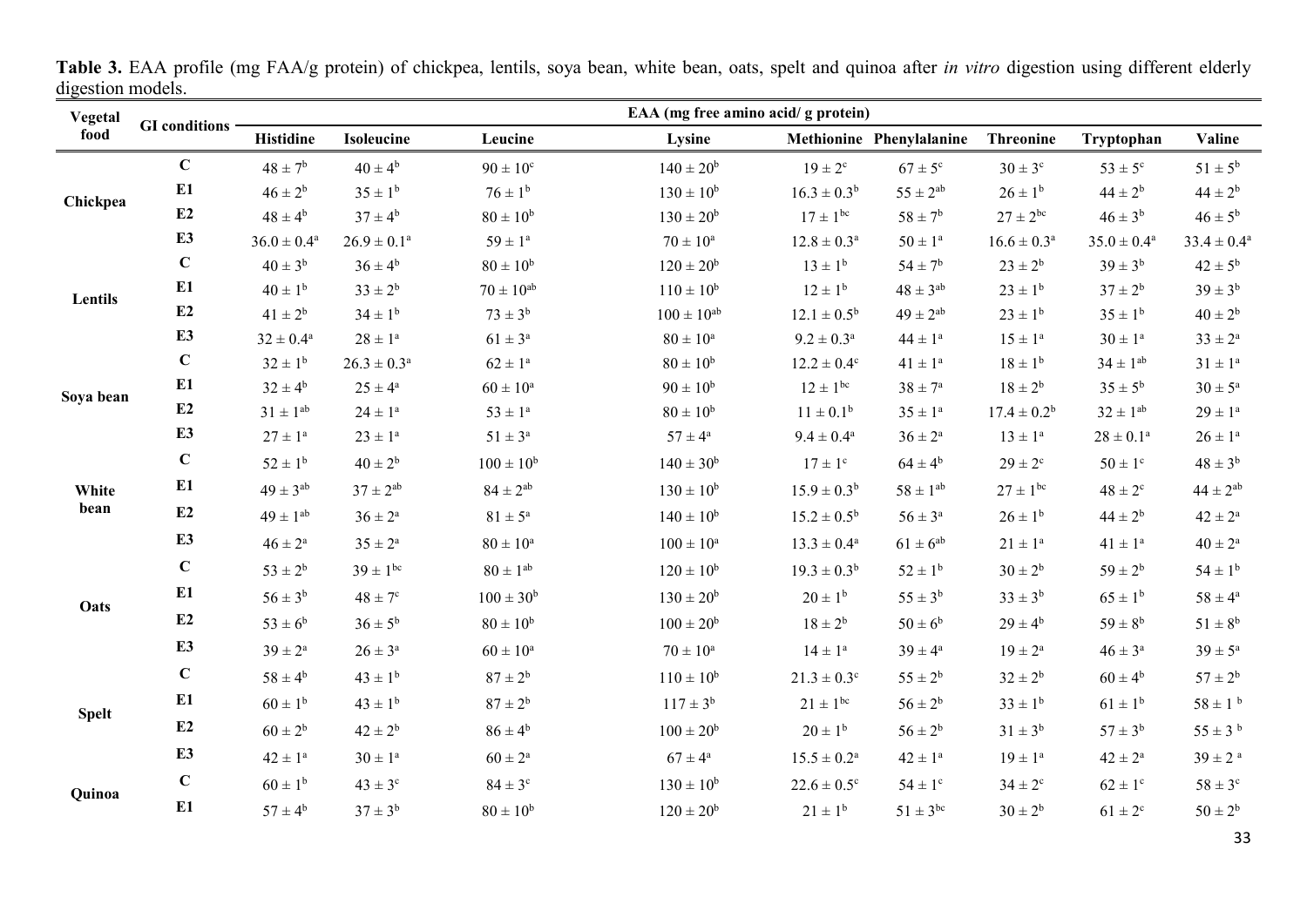**Table 3.** EAA profile (mg FAA/g protein) of chickpea, lentils, soya bean, white bean, oats, spelt and quinoa after *in vitro* digestion using different elderly digestion models.

| Vegetal food | GI conditions | EAA (mg free amino acid/ g protein) | | | | | | | | |
|---|---|---|---|---|---|---|---|---|---|---|
| | | Histidine | Isoleucine | Leucine | Lysine | Methionine | Phenylalanine | Threonine | Tryptophan | Valine |
| Chickpea | C | $48 \pm 7^{b}$ | $40 \pm 4^{b}$ | $90 \pm 10^{c}$ | $140 \pm 20^{b}$ | $19 \pm 2^{c}$ | $67 \pm 5^{c}$ | $30 \pm 3^{c}$ | $53 \pm 5^{c}$ | $51 \pm 5^{b}$ |
| | E1 | $46 \pm 2^{b}$ | $35 \pm 1^{b}$ | $76 \pm 1^{b}$ | $130 \pm 10^{b}$ | $16.3 \pm 0.3^{b}$ | $55 \pm 2^{ab}$ | $26 \pm 1^{b}$ | $44 \pm 2^{b}$ | $44 \pm 2^{b}$ |
| | E2 | $48 \pm 4^{b}$ | $37 \pm 4^{b}$ | $80 \pm 10^{b}$ | $130 \pm 20^{b}$ | $17 \pm 1^{bc}$ | $58 \pm 7^{b}$ | $27 \pm 2^{bc}$ | $46 \pm 3^{b}$ | $46 \pm 5^{b}$ |
| | E3 | $36.0 \pm 0.4^{a}$ | $26.9 \pm 0.1^{a}$ | $59 \pm 1^{a}$ | $70 \pm 10^{a}$ | $12.8 \pm 0.3^{a}$ | $50 \pm 1^{a}$ | $16.6 \pm 0.3^{a}$ | $35.0 \pm 0.4^{a}$ | $33.4 \pm 0.4^{a}$ |
| Lentils | C | $40 \pm 3^{b}$ | $36 \pm 4^{b}$ | $80 \pm 10^{b}$ | $120 \pm 20^{b}$ | $13 \pm 1^{b}$ | $54 \pm 7^{b}$ | $23 \pm 2^{b}$ | $39 \pm 3^{b}$ | $42 \pm 5^{b}$ |
| | E1 | $40 \pm 1^{b}$ | $33 \pm 2^{b}$ | $70 \pm 10^{ab}$ | $110 \pm 10^{b}$ | $12 \pm 1^{b}$ | $48 \pm 3^{ab}$ | $23 \pm 1^{b}$ | $37 \pm 2^{b}$ | $39 \pm 3^{b}$ |
| | E2 | $41 \pm 2^{b}$ | $34 \pm 1^{b}$ | $73 \pm 3^{b}$ | $100 \pm 10^{ab}$ | $12.1 \pm 0.5^{b}$ | $49 \pm 2^{ab}$ | $23 \pm 1^{b}$ | $35 \pm 1^{b}$ | $40 \pm 2^{b}$ |
| | E3 | $32 \pm 0.4^{a}$ | $28 \pm 1^{a}$ | $61 \pm 3^{a}$ | $80 \pm 10^{a}$ | $9.2 \pm 0.3^{a}$ | $44 \pm 1^{a}$ | $15 \pm 1^{a}$ | $30 \pm 1^{a}$ | $33 \pm 2^{a}$ |
| Soya bean | C | $32 \pm 1^{b}$ | $26.3 \pm 0.3^{a}$ | $62 \pm 1^{a}$ | $80 \pm 10^{b}$ | $12.2 \pm 0.4^{c}$ | $41 \pm 1^{a}$ | $18 \pm 1^{b}$ | $34 \pm 1^{ab}$ | $31 \pm 1^{a}$ |
| | E1 | $32 \pm 4^{b}$ | $25 \pm 4^{a}$ | $60 \pm 10^{a}$ | $90 \pm 10^{b}$ | $12 \pm 1^{bc}$ | $38 \pm 7^{a}$ | $18 \pm 2^{b}$ | $35 \pm 5^{b}$ | $30 \pm 5^{a}$ |
| | E2 | $31 \pm 1^{ab}$ | $24 \pm 1^{a}$ | $53 \pm 1^{a}$ | $80 \pm 10^{b}$ | $11 \pm 0.1^{b}$ | $35 \pm 1^{a}$ | $17.4 \pm 0.2^{b}$ | $32 \pm 1^{ab}$ | $29 \pm 1^{a}$ |
| | E3 | $27 \pm 1^{a}$ | $23 \pm 1^{a}$ | $51 \pm 3^{a}$ | $57 \pm 4^{a}$ | $9.4 \pm 0.4^{a}$ | $36 \pm 2^{a}$ | $13 \pm 1^{a}$ | $28 \pm 0.1^{a}$ | $26 \pm 1^{a}$ |
| White bean | C | $52 \pm 1^{b}$ | $40 \pm 2^{b}$ | $100 \pm 10^{b}$ | $140 \pm 30^{b}$ | $17 \pm 1^{c}$ | $64 \pm 4^{b}$ | $29 \pm 2^{c}$ | $50 \pm 1^{c}$ | $48 \pm 3^{b}$ |
| | E1 | $49 \pm 3^{ab}$ | $37 \pm 2^{ab}$ | $84 \pm 2^{ab}$ | $130 \pm 10^{b}$ | $15.9 \pm 0.3^{b}$ | $58 \pm 1^{ab}$ | $27 \pm 1^{bc}$ | $48 \pm 2^{c}$ | $44 \pm 2^{ab}$ |
| | E2 | $49 \pm 1^{ab}$ | $36 \pm 2^{a}$ | $81 \pm 5^{a}$ | $140 \pm 10^{b}$ | $15.2 \pm 0.5^{b}$ | $56 \pm 3^{a}$ | $26 \pm 1^{b}$ | $44 \pm 2^{b}$ | $42 \pm 2^{a}$ |
| | E3 | $46 \pm 2^{a}$ | $35 \pm 2^{a}$ | $80 \pm 10^{a}$ | $100 \pm 10^{a}$ | $13.3 \pm 0.4^{a}$ | $61 \pm 6^{ab}$ | $21 \pm 1^{a}$ | $41 \pm 1^{a}$ | $40 \pm 2^{a}$ |
| Oats | C | $53 \pm 2^{b}$ | $39 \pm 1^{bc}$ | $80 \pm 1^{ab}$ | $120 \pm 10^{b}$ | $19.3 \pm 0.3^{b}$ | $52 \pm 1^{b}$ | $30 \pm 2^{b}$ | $59 \pm 2^{b}$ | $54 \pm 1^{b}$ |
| | E1 | $56 \pm 3^{b}$ | $48 \pm 7^{c}$ | $100 \pm 30^{b}$ | $130 \pm 20^{b}$ | $20 \pm 1^{b}$ | $55 \pm 3^{b}$ | $33 \pm 3^{b}$ | $65 \pm 1^{b}$ | $58 \pm 4^{a}$ |
| | E2 | $53 \pm 6^{b}$ | $36 \pm 5^{b}$ | $80 \pm 10^{b}$ | $100 \pm 20^{b}$ | $18 \pm 2^{b}$ | $50 \pm 6^{b}$ | $29 \pm 4^{b}$ | $59 \pm 8^{b}$ | $51 \pm 8^{b}$ |
| | E3 | $39 \pm 2^{a}$ | $26 \pm 3^{a}$ | $60 \pm 10^{a}$ | $70 \pm 10^{a}$ | $14 \pm 1^{a}$ | $39 \pm 4^{a}$ | $19 \pm 2^{a}$ | $46 \pm 3^{a}$ | $39 \pm 5^{a}$ |
| Spelt | C | $58 \pm 4^{b}$ | $43 \pm 1^{b}$ | $87 \pm 2^{b}$ | $110 \pm 10^{b}$ | $21.3 \pm 0.3^{c}$ | $55 \pm 2^{b}$ | $32 \pm 2^{b}$ | $60 \pm 4^{b}$ | $57 \pm 2^{b}$ |
| | E1 | $60 \pm 1^{b}$ | $43 \pm 1^{b}$ | $87 \pm 2^{b}$ | $117 \pm 3^{b}$ | $21 \pm 1^{bc}$ | $56 \pm 2^{b}$ | $33 \pm 1^{b}$ | $61 \pm 1^{b}$ | $58 \pm 1^{b}$ |
| | E2 | $60 \pm 2^{b}$ | $42 \pm 2^{b}$ | $86 \pm 4^{b}$ | $100 \pm 20^{b}$ | $20 \pm 1^{b}$ | $56 \pm 2^{b}$ | $31 \pm 3^{b}$ | $57 \pm 3^{b}$ | $55 \pm 3^{b}$ |
| | E3 | $42 \pm 1^{a}$ | $30 \pm 1^{a}$ | $60 \pm 2^{a}$ | $67 \pm 4^{a}$ | $15.5 \pm 0.2^{a}$ | $42 \pm 1^{a}$ | $19 \pm 1^{a}$ | $42 \pm 2^{a}$ | $39 \pm 2^{a}$ |
| Quinoa | C | $60 \pm 1^{b}$ | $43 \pm 3^{c}$ | $84 \pm 3^{c}$ | $130 \pm 10^{b}$ | $22.6 \pm 0.5^{c}$ | $54 \pm 1^{c}$ | $34 \pm 2^{c}$ | $62 \pm 1^{c}$ | $58 \pm 3^{c}$ |
| | E1 | $57 \pm 4^{b}$ | $37 \pm 3^{b}$ | $80 \pm 10^{b}$ | $120 \pm 20^{b}$ | $21 \pm 1^{b}$ | $51 \pm 3^{bc}$ | $30 \pm 2^{b}$ | $61 \pm 2^{c}$ | $50 \pm 2^{b}$ |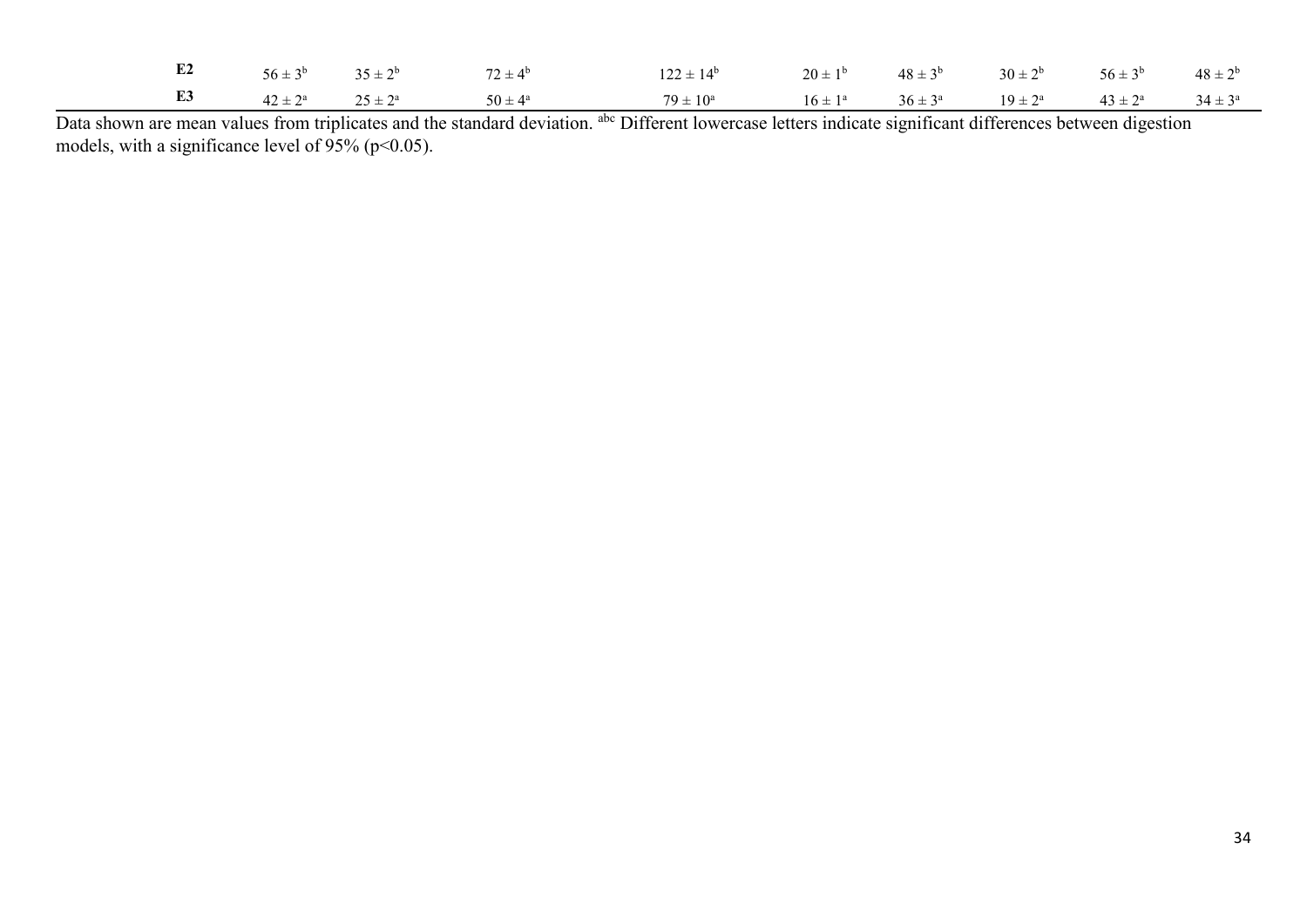| | | | | | | | | | |
|---|---|---|---|---|---|---|---|---|---|
| **E2** | $56 \pm 3^b$ | $35 \pm 2^b$ | $72 \pm 4^b$ | $122 \pm 14^b$ | $20 \pm 1^b$ | $48 \pm 3^b$ | $30 \pm 2^b$ | $56 \pm 3^b$ | $48 \pm 2^b$ |
| **E3** | $42 \pm 2^a$ | $25 \pm 2^a$ | $50 \pm 4^a$ | $79 \pm 10^a$ | $16 \pm 1^a$ | $36 \pm 3^a$ | $19 \pm 2^a$ | $43 \pm 2^a$ | $34 \pm 3^a$ |

Data shown are mean values from triplicates and the standard deviation. [abc] Different lowercase letters indicate significant differences between digestion models, with a significance level of 95% ($p<0.05$).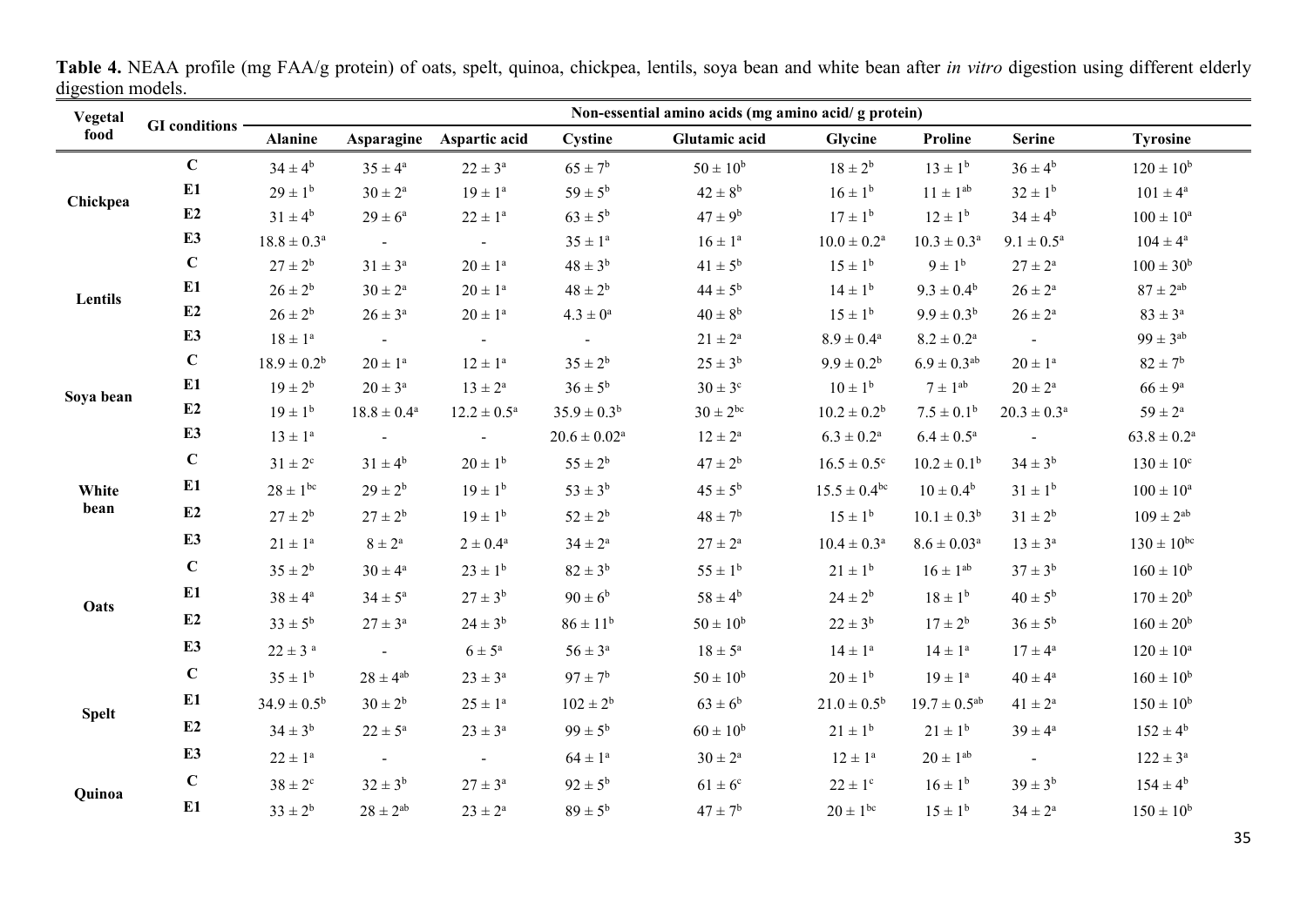**Table 4.** NEAA profile (mg FAA/g protein) of oats, spelt, quinoa, chickpea, lentils, soya bean and white bean after *in vitro* digestion using different elderly digestion models.

| Vegetal food | GI conditions | Non-essential amino acids (mg amino acid/ g protein) | | | | | | | | |
|---|---|---|---|---|---|---|---|---|---|---|
| | | Alanine | Asparagine | Aspartic acid | Cystine | Glutamic acid | Glycine | Proline | Serine | Tyrosine |
| Chickpea | C | $34 \pm 4^{b}$ | $35 \pm 4^{a}$ | $22 \pm 3^{a}$ | $65 \pm 7^{b}$ | $50 \pm 10^{b}$ | $18 \pm 2^{b}$ | $13 \pm 1^{b}$ | $36 \pm 4^{b}$ | $120 \pm 10^{b}$ |
| | E1 | $29 \pm 1^{b}$ | $30 \pm 2^{a}$ | $19 \pm 1^{a}$ | $59 \pm 5^{b}$ | $42 \pm 8^{b}$ | $16 \pm 1^{b}$ | $11 \pm 1^{ab}$ | $32 \pm 1^{b}$ | $101 \pm 4^{a}$ |
| | E2 | $31 \pm 4^{b}$ | $29 \pm 6^{a}$ | $22 \pm 1^{a}$ | $63 \pm 5^{b}$ | $47 \pm 9^{b}$ | $17 \pm 1^{b}$ | $12 \pm 1^{b}$ | $34 \pm 4^{b}$ | $100 \pm 10^{a}$ |
| | E3 | $18.8 \pm 0.3^{a}$ | - | - | $35 \pm 1^{a}$ | $16 \pm 1^{a}$ | $10.0 \pm 0.2^{a}$ | $10.3 \pm 0.3^{a}$ | $9.1 \pm 0.5^{a}$ | $104 \pm 4^{a}$ |
| Lentils | C | $27 \pm 2^{b}$ | $31 \pm 3^{a}$ | $20 \pm 1^{a}$ | $48 \pm 3^{b}$ | $41 \pm 5^{b}$ | $15 \pm 1^{b}$ | $9 \pm 1^{b}$ | $27 \pm 2^{a}$ | $100 \pm 30^{b}$ |
| | E1 | $26 \pm 2^{b}$ | $30 \pm 2^{a}$ | $20 \pm 1^{a}$ | $48 \pm 2^{b}$ | $44 \pm 5^{b}$ | $14 \pm 1^{b}$ | $9.3 \pm 0.4^{b}$ | $26 \pm 2^{a}$ | $87 \pm 2^{ab}$ |
| | E2 | $26 \pm 2^{b}$ | $26 \pm 3^{a}$ | $20 \pm 1^{a}$ | $4.3 \pm 0^{a}$ | $40 \pm 8^{b}$ | $15 \pm 1^{b}$ | $9.9 \pm 0.3^{b}$ | $26 \pm 2^{a}$ | $83 \pm 3^{a}$ |
| | E3 | $18 \pm 1^{a}$ | - | - | - | $21 \pm 2^{a}$ | $8.9 \pm 0.4^{a}$ | $8.2 \pm 0.2^{a}$ | - | $99 \pm 3^{ab}$ |
| Soya bean | C | $18.9 \pm 0.2^{b}$ | $20 \pm 1^{a}$ | $12 \pm 1^{a}$ | $35 \pm 2^{b}$ | $25 \pm 3^{b}$ | $9.9 \pm 0.2^{b}$ | $6.9 \pm 0.3^{ab}$ | $20 \pm 1^{a}$ | $82 \pm 7^{b}$ |
| | E1 | $19 \pm 2^{b}$ | $20 \pm 3^{a}$ | $13 \pm 2^{a}$ | $36 \pm 5^{b}$ | $30 \pm 3^{c}$ | $10 \pm 1^{b}$ | $7 \pm 1^{ab}$ | $20 \pm 2^{a}$ | $66 \pm 9^{a}$ |
| | E2 | $19 \pm 1^{b}$ | $18.8 \pm 0.4^{a}$ | $12.2 \pm 0.5^{a}$ | $35.9 \pm 0.3^{b}$ | $30 \pm 2^{bc}$ | $10.2 \pm 0.2^{b}$ | $7.5 \pm 0.1^{b}$ | $20.3 \pm 0.3^{a}$ | $59 \pm 2^{a}$ |
| | E3 | $13 \pm 1^{a}$ | - | - | $20.6 \pm 0.02^{a}$ | $12 \pm 2^{a}$ | $6.3 \pm 0.2^{a}$ | $6.4 \pm 0.5^{a}$ | - | $63.8 \pm 0.2^{a}$ |
| White bean | C | $31 \pm 2^{c}$ | $31 \pm 4^{b}$ | $20 \pm 1^{b}$ | $55 \pm 2^{b}$ | $47 \pm 2^{b}$ | $16.5 \pm 0.5^{c}$ | $10.2 \pm 0.1^{b}$ | $34 \pm 3^{b}$ | $130 \pm 10^{c}$ |
| | E1 | $28 \pm 1^{bc}$ | $29 \pm 2^{b}$ | $19 \pm 1^{b}$ | $53 \pm 3^{b}$ | $45 \pm 5^{b}$ | $15.5 \pm 0.4^{bc}$ | $10 \pm 0.4^{b}$ | $31 \pm 1^{b}$ | $100 \pm 10^{a}$ |
| | E2 | $27 \pm 2^{b}$ | $27 \pm 2^{b}$ | $19 \pm 1^{b}$ | $52 \pm 2^{b}$ | $48 \pm 7^{b}$ | $15 \pm 1^{b}$ | $10.1 \pm 0.3^{b}$ | $31 \pm 2^{b}$ | $109 \pm 2^{ab}$ |
| | E3 | $21 \pm 1^{a}$ | $8 \pm 2^{a}$ | $2 \pm 0.4^{a}$ | $34 \pm 2^{a}$ | $27 \pm 2^{a}$ | $10.4 \pm 0.3^{a}$ | $8.6 \pm 0.03^{a}$ | $13 \pm 3^{a}$ | $130 \pm 10^{bc}$ |
| Oats | C | $35 \pm 2^{b}$ | $30 \pm 4^{a}$ | $23 \pm 1^{b}$ | $82 \pm 3^{b}$ | $55 \pm 1^{b}$ | $21 \pm 1^{b}$ | $16 \pm 1^{ab}$ | $37 \pm 3^{b}$ | $160 \pm 10^{b}$ |
| | E1 | $38 \pm 4^{a}$ | $34 \pm 5^{a}$ | $27 \pm 3^{b}$ | $90 \pm 6^{b}$ | $58 \pm 4^{b}$ | $24 \pm 2^{b}$ | $18 \pm 1^{b}$ | $40 \pm 5^{b}$ | $170 \pm 20^{b}$ |
| | E2 | $33 \pm 5^{b}$ | $27 \pm 3^{a}$ | $24 \pm 3^{b}$ | $86 \pm 11^{b}$ | $50 \pm 10^{b}$ | $22 \pm 3^{b}$ | $17 \pm 2^{b}$ | $36 \pm 5^{b}$ | $160 \pm 20^{b}$ |
| | E3 | $22 \pm 3^{a}$ | - | $6 \pm 5^{a}$ | $56 \pm 3^{a}$ | $18 \pm 5^{a}$ | $14 \pm 1^{a}$ | $14 \pm 1^{a}$ | $17 \pm 4^{a}$ | $120 \pm 10^{a}$ |
| Spelt | C | $35 \pm 1^{b}$ | $28 \pm 4^{ab}$ | $23 \pm 3^{a}$ | $97 \pm 7^{b}$ | $50 \pm 10^{b}$ | $20 \pm 1^{b}$ | $19 \pm 1^{a}$ | $40 \pm 4^{a}$ | $160 \pm 10^{b}$ |
| | E1 | $34.9 \pm 0.5^{b}$ | $30 \pm 2^{b}$ | $25 \pm 1^{a}$ | $102 \pm 2^{b}$ | $63 \pm 6^{b}$ | $21.0 \pm 0.5^{b}$ | $19.7 \pm 0.5^{ab}$ | $41 \pm 2^{a}$ | $150 \pm 10^{b}$ |
| | E2 | $34 \pm 3^{b}$ | $22 \pm 5^{a}$ | $23 \pm 3^{a}$ | $99 \pm 5^{b}$ | $60 \pm 10^{b}$ | $21 \pm 1^{b}$ | $21 \pm 1^{b}$ | $39 \pm 4^{a}$ | $152 \pm 4^{b}$ |
| | E3 | $22 \pm 1^{a}$ | - | - | $64 \pm 1^{a}$ | $30 \pm 2^{a}$ | $12 \pm 1^{a}$ | $20 \pm 1^{ab}$ | - | $122 \pm 3^{a}$ |
| Quinoa | C | $38 \pm 2^{c}$ | $32 \pm 3^{b}$ | $27 \pm 3^{a}$ | $92 \pm 5^{b}$ | $61 \pm 6^{c}$ | $22 \pm 1^{c}$ | $16 \pm 1^{b}$ | $39 \pm 3^{b}$ | $154 \pm 4^{b}$ |
| | E1 | $33 \pm 2^{b}$ | $28 \pm 2^{ab}$ | $23 \pm 2^{a}$ | $89 \pm 5^{b}$ | $47 \pm 7^{b}$ | $20 \pm 1^{bc}$ | $15 \pm 1^{b}$ | $34 \pm 2^{a}$ | $150 \pm 10^{b}$ |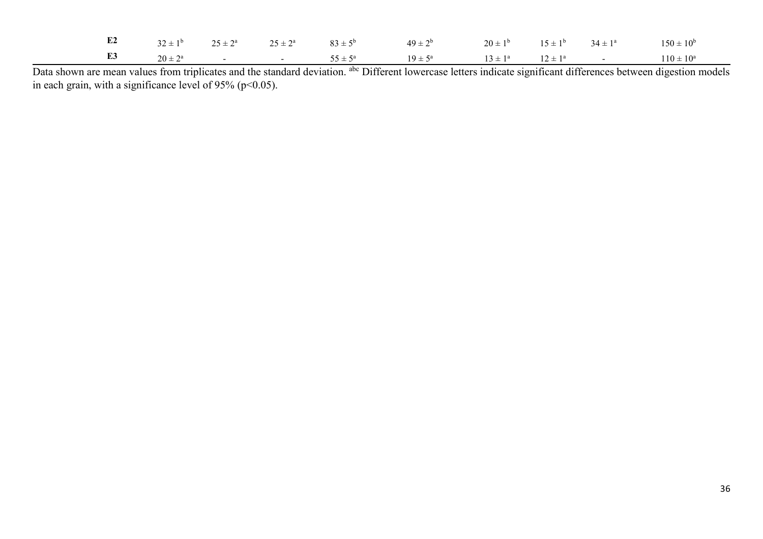| | | | | | | | | | |
|---|---|---|---|---|---|---|---|---|---|
| **E2** | $32 \pm 1^{b}$ | $25 \pm 2^{a}$ | $25 \pm 2^{a}$ | $83 \pm 5^{b}$ | $49 \pm 2^{b}$ | $20 \pm 1^{b}$ | $15 \pm 1^{b}$ | $34 \pm 1^{a}$ | $150 \pm 10^{b}$ |
| **E3** | $20 \pm 2^{a}$ | - | - | $55 \pm 5^{a}$ | $19 \pm 5^{a}$ | $13 \pm 1^{a}$ | $12 \pm 1^{a}$ | - | $110 \pm 10^{a}$ |

Data shown are mean values from triplicates and the standard deviation. [abc] Different lowercase letters indicate significant differences between digestion models in each grain, with a significance level of 95% ($p<0.05$).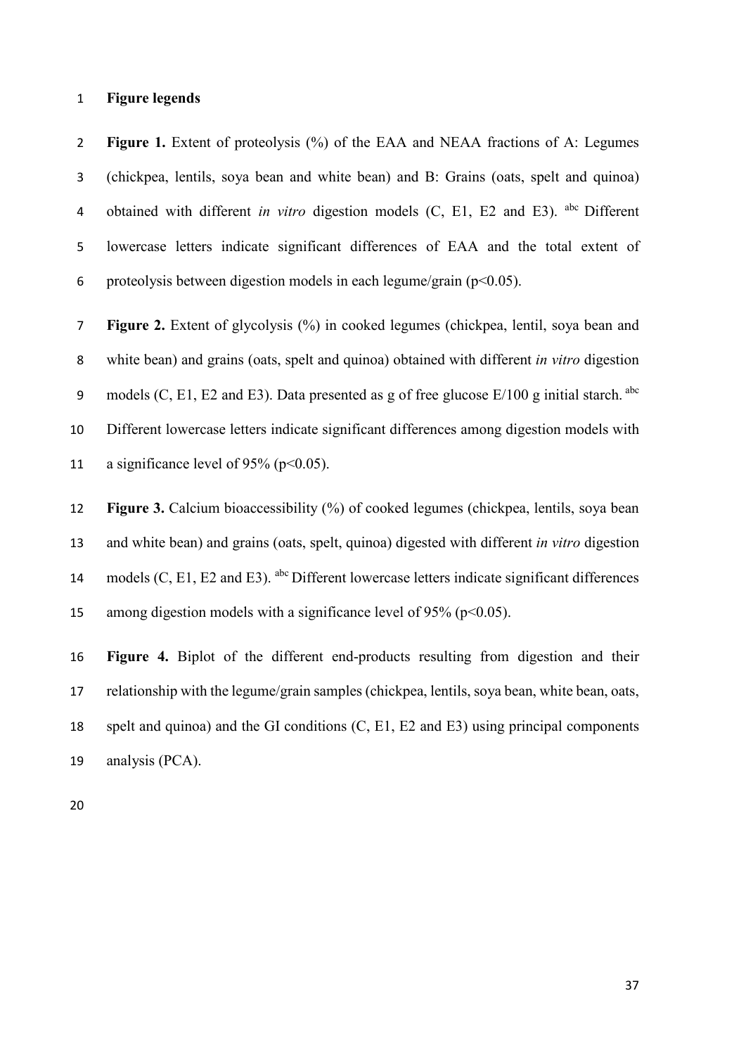## Figure legends

**Figure 1.** Extent of proteolysis (%) of the EAA and NEAA fractions of A: Legumes (chickpea, lentils, soya bean and white bean) and B: Grains (oats, spelt and quinoa) obtained with different *in vitro* digestion models (C, E1, E2 and E3). [abc] Different lowercase letters indicate significant differences of EAA and the total extent of proteolysis between digestion models in each legume/grain ($p<0.05$).

**Figure 2.** Extent of glycolysis (%) in cooked legumes (chickpea, lentil, soya bean and white bean) and grains (oats, spelt and quinoa) obtained with different *in vitro* digestion models (C, E1, E2 and E3). Data presented as g of free glucose E/100 g initial starch. [abc] Different lowercase letters indicate significant differences among digestion models with a significance level of 95% ($p<0.05$).

**Figure 3.** Calcium bioaccessibility (%) of cooked legumes (chickpea, lentils, soya bean and white bean) and grains (oats, spelt, quinoa) digested with different *in vitro* digestion models (C, E1, E2 and E3). [abc] Different lowercase letters indicate significant differences among digestion models with a significance level of 95% ($p<0.05$).

**Figure 4.** Biplot of the different end-products resulting from digestion and their relationship with the legume/grain samples (chickpea, lentils, soya bean, white bean, oats, spelt and quinoa) and the GI conditions (C, E1, E2 and E3) using principal components analysis (PCA).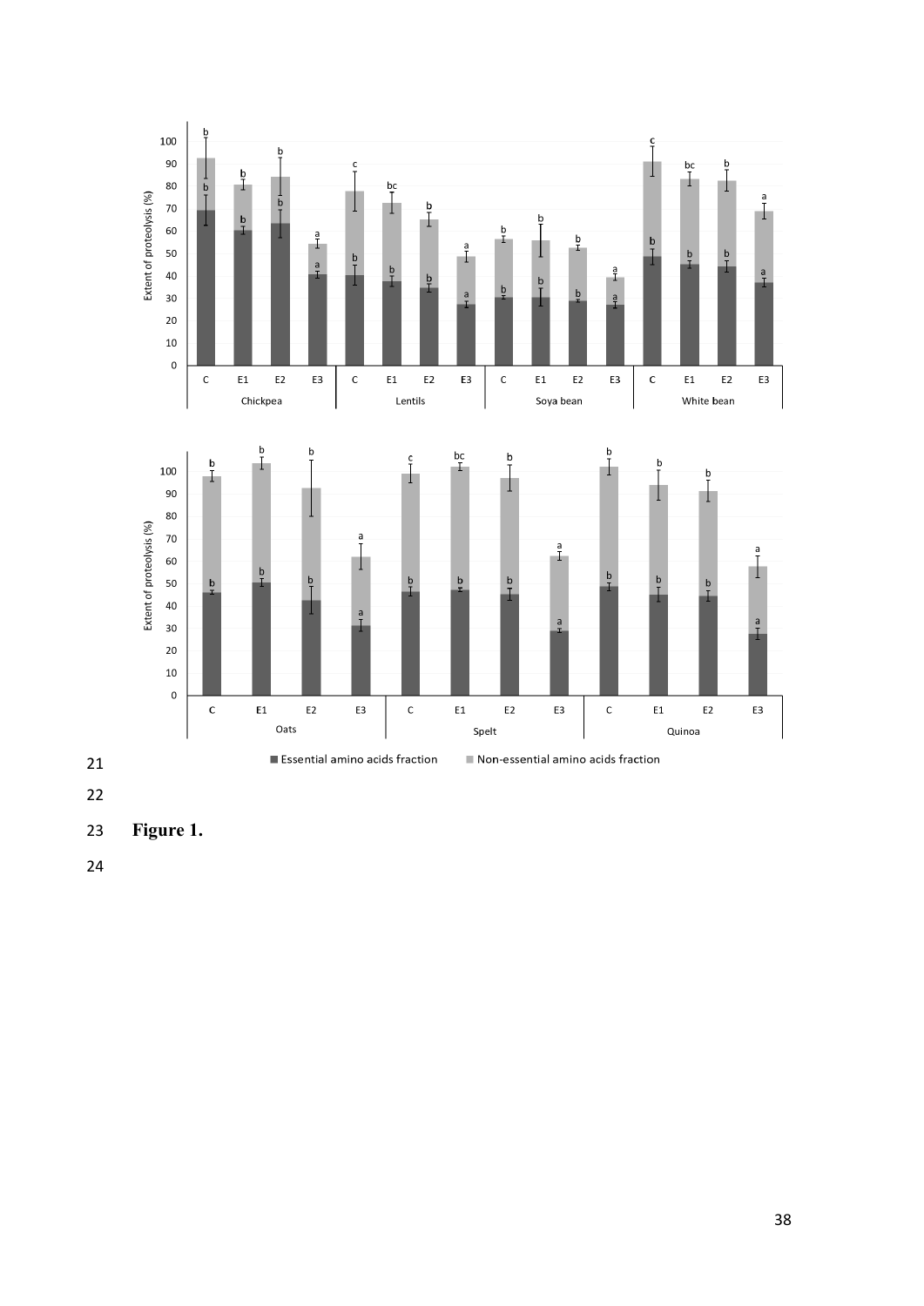Figure 1.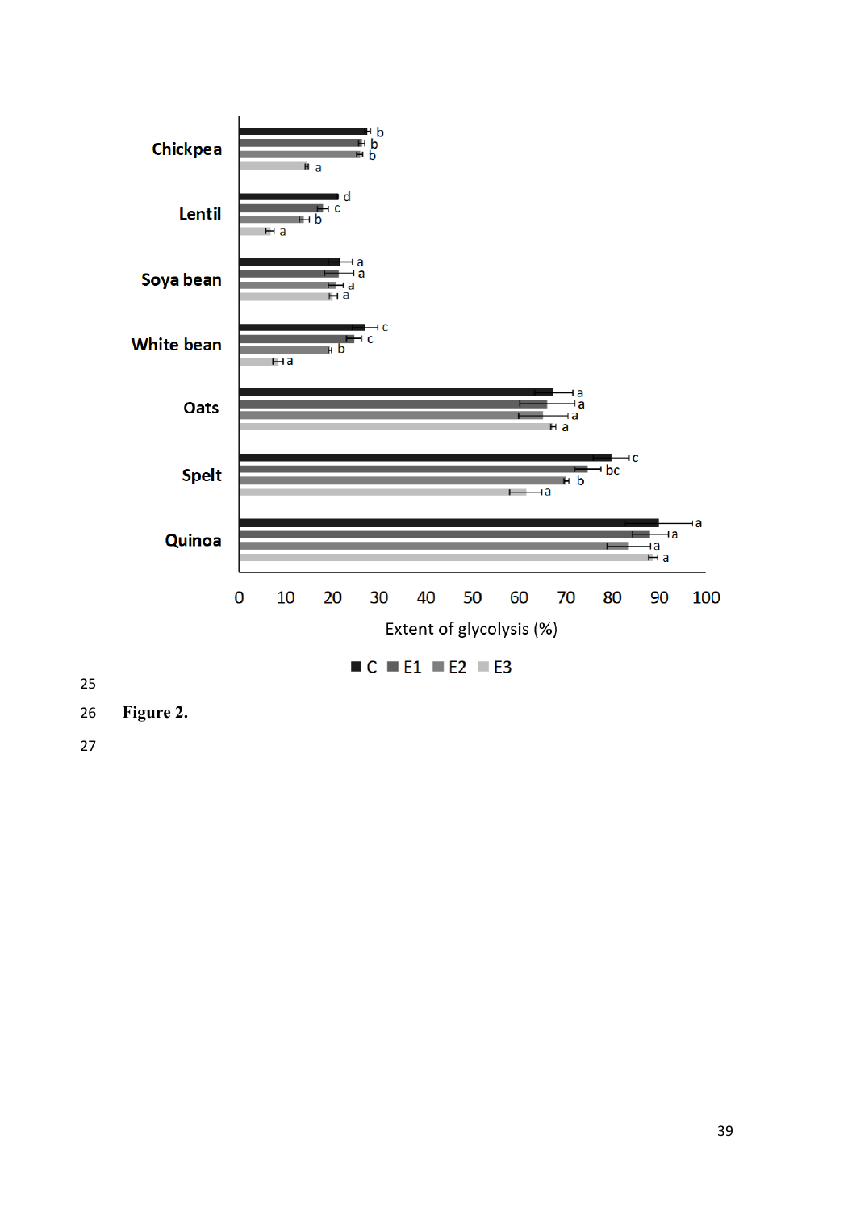**Figure 2.**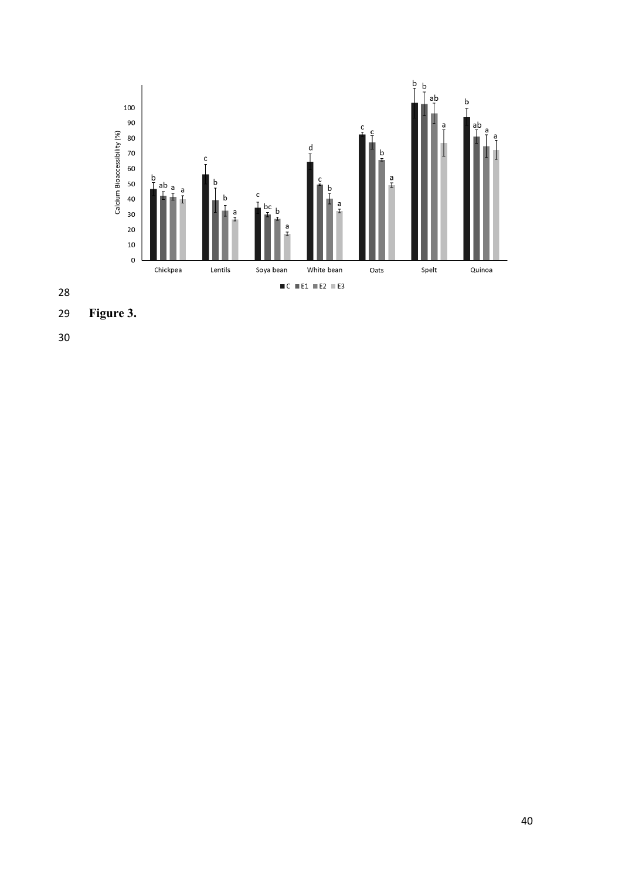Figure 3.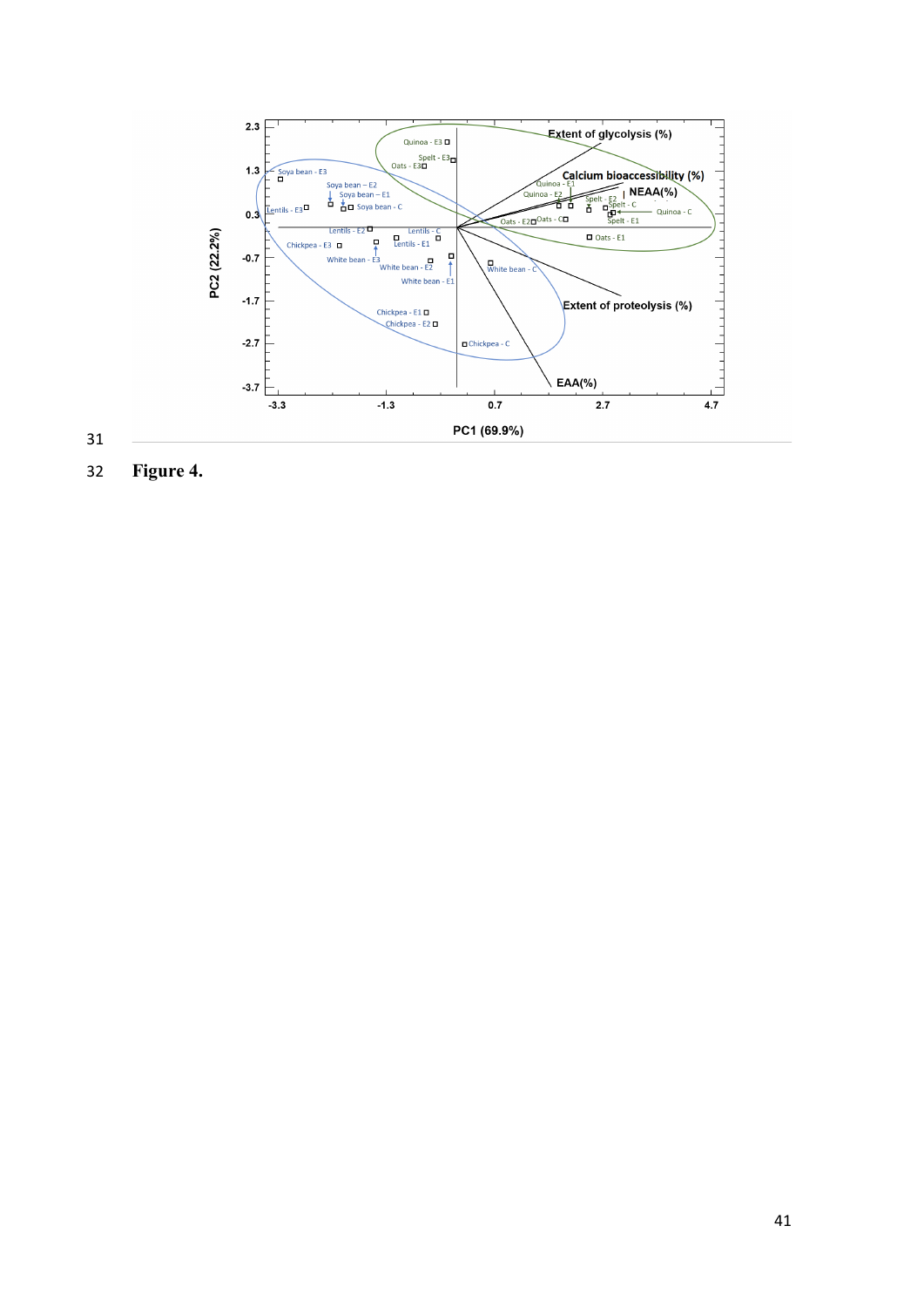PC2 (22.2%)

2.3

1.3

0.3

-0.7

-1.7

-2.7

-3.7

-3.3

-1.3

0.7

2.7

4.7

PC1 (69.9%)

Extent of glycolysis (%)

Calcium bioaccessibility (%)

NEAA(%)

Extent of proteolysis (%)

EAA(%)

Quinoa - E3

Spelt - E3

Oats - E3

Soya bean - E3

Soya bean – E2

Soya bean – E1

Soya bean - C

Lentils - E3

Lentils - E2

Lentils - C

Lentils - E1

Chickpea - E3

White bean - E3

White bean - E2

White bean - E1

White bean - C

Chickpea - E1

Chickpea - E2

Chickpea - C

Quinoa - E1

Quinoa - E2

Spelt - E2

Spelt - C

Quinoa - C

Spelt - E1

Oats - E2

Oats - C

Oats - E1

**Figure 4.**